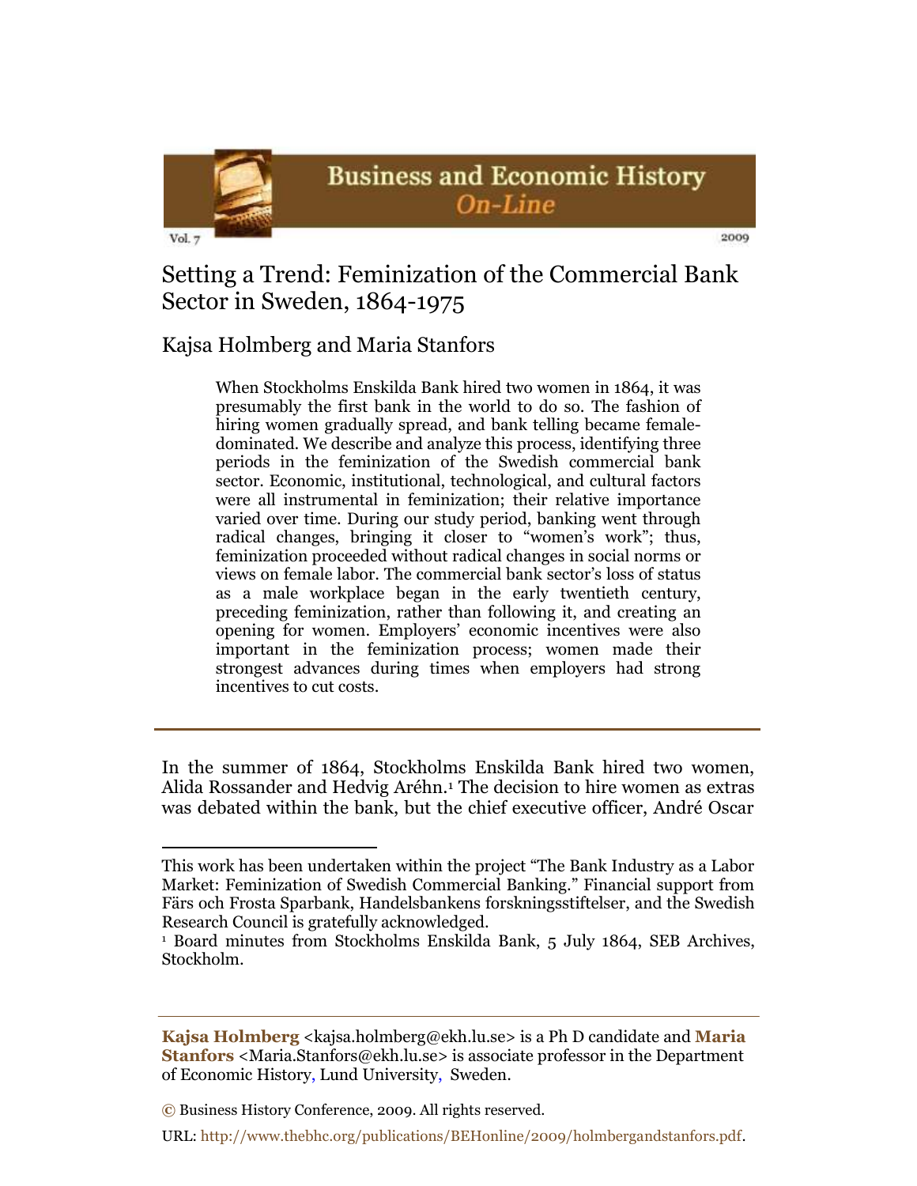# Setting a Trend: Feminization of the Commercial Bank Sector in Sweden, 1864-1975

Kajsa Holmberg and Maria Stanfors

> When Stockholms Enskilda Bank hired two women in 1864, it was presumably the first bank in the world to do so. The fashion of hiring women gradually spread, and bank telling became female-dominated. We describe and analyze this process, identifying three periods in the feminization of the Swedish commercial bank sector. Economic, institutional, technological, and cultural factors were all instrumental in feminization; their relative importance varied over time. During our study period, banking went through radical changes, bringing it closer to "women's work"; thus, feminization proceeded without radical changes in social norms or views on female labor. The commercial bank sector's loss of status as a male workplace began in the early twentieth century, preceding feminization, rather than following it, and creating an opening for women. Employers' economic incentives were also important in the feminization process; women made their strongest advances during times when employers had strong incentives to cut costs.

---

In the summer of 1864, Stockholms Enskilda Bank hired two women, Alida Rossander and Hedvig Aréhn.[1] The decision to hire women as extras was debated within the bank, but the chief executive officer, André Oscar

---

This work has been undertaken within the project "The Bank Industry as a Labor Market: Feminization of Swedish Commercial Banking." Financial support from Färs och Frosta Sparbank, Handelsbankens forskningsstiftelser, and the Swedish Research Council is gratefully acknowledged.

[1] Board minutes from Stockholms Enskilda Bank, 5 July 1864, SEB Archives, Stockholm.

---

**Kajsa Holmberg** <kajsa.holmberg@ekh.lu.se> is a Ph D candidate and **Maria Stanfors** <Maria.Stanfors@ekh.lu.se> is associate professor in the Department of Economic History, Lund University, Sweden.

© Business History Conference, 2009. All rights reserved.

URL: http://www.thebhc.org/publications/BEHonline/2009/holmbergandstanfors.pdf.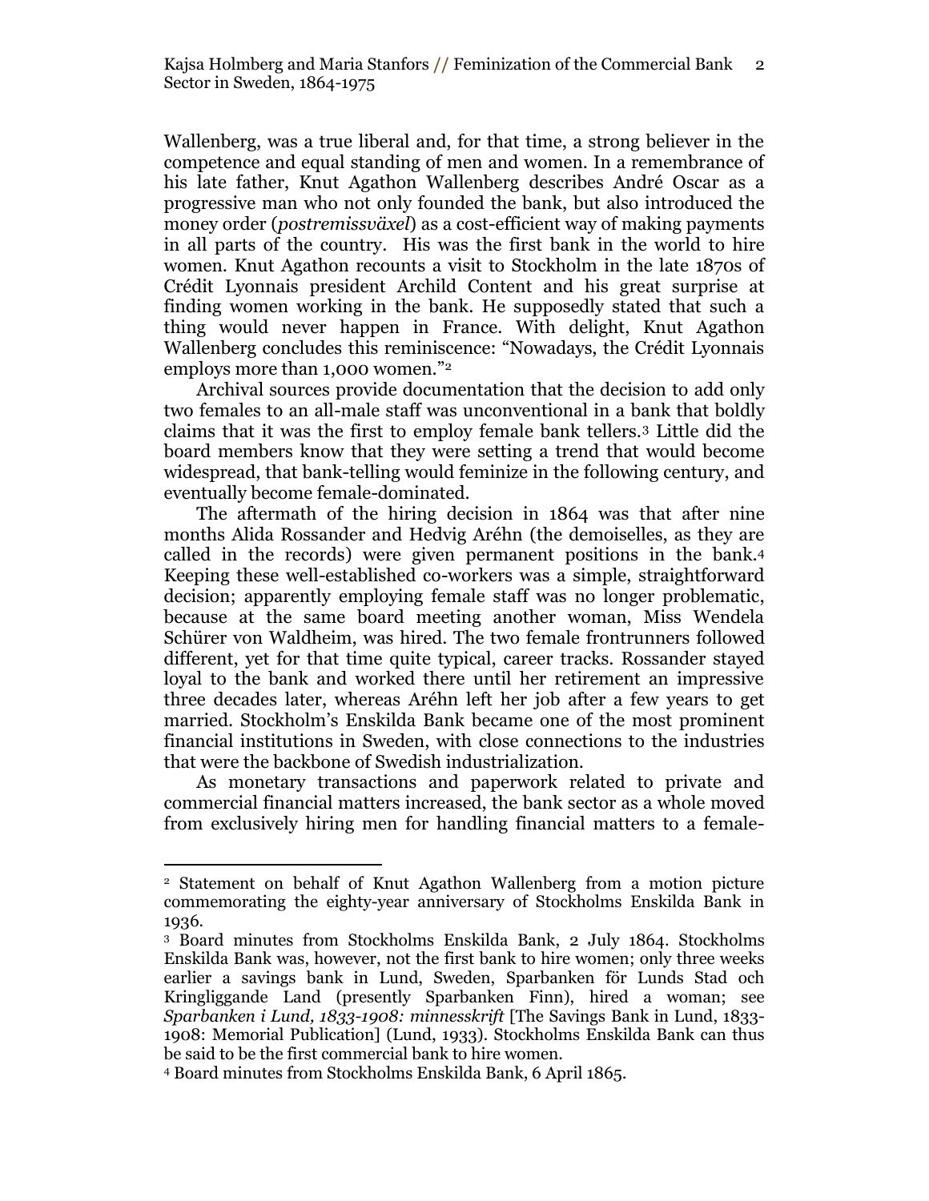Wallenberg, was a true liberal and, for that time, a strong believer in the competence and equal standing of men and women. In a remembrance of his late father, Knut Agathon Wallenberg describes André Oscar as a progressive man who not only founded the bank, but also introduced the money order (*postremissväxel*) as a cost-efficient way of making payments in all parts of the country. His was the first bank in the world to hire women. Knut Agathon recounts a visit to Stockholm in the late 1870s of Crédit Lyonnais president Archild Content and his great surprise at finding women working in the bank. He supposedly stated that such a thing would never happen in France. With delight, Knut Agathon Wallenberg concludes this reminiscence: "Nowadays, the Crédit Lyonnais employs more than 1,000 women."[2]

Archival sources provide documentation that the decision to add only two females to an all-male staff was unconventional in a bank that boldly claims that it was the first to employ female bank tellers.[3] Little did the board members know that they were setting a trend that would become widespread, that bank-telling would feminize in the following century, and eventually become female-dominated.

The aftermath of the hiring decision in 1864 was that after nine months Alida Rossander and Hedvig Aréhn (the demoiselles, as they are called in the records) were given permanent positions in the bank.[4] Keeping these well-established co-workers was a simple, straightforward decision; apparently employing female staff was no longer problematic, because at the same board meeting another woman, Miss Wendela Schürer von Waldheim, was hired. The two female frontrunners followed different, yet for that time quite typical, career tracks. Rossander stayed loyal to the bank and worked there until her retirement an impressive three decades later, whereas Aréhn left her job after a few years to get married. Stockholm's Enskilda Bank became one of the most prominent financial institutions in Sweden, with close connections to the industries that were the backbone of Swedish industrialization.

As monetary transactions and paperwork related to private and commercial financial matters increased, the bank sector as a whole moved from exclusively hiring men for handling financial matters to a female-

---

[2] Statement on behalf of Knut Agathon Wallenberg from a motion picture commemorating the eighty-year anniversary of Stockholms Enskilda Bank in 1936.

[3] Board minutes from Stockholms Enskilda Bank, 2 July 1864. Stockholms Enskilda Bank was, however, not the first bank to hire women; only three weeks earlier a savings bank in Lund, Sweden, Sparbanken för Lunds Stad och Kringliggande Land (presently Sparbanken Finn), hired a woman; see *Sparbanken i Lund, 1833-1908: minnesskrift* [The Savings Bank in Lund, 1833-1908: Memorial Publication] (Lund, 1933). Stockholms Enskilda Bank can thus be said to be the first commercial bank to hire women.

[4] Board minutes from Stockholms Enskilda Bank, 6 April 1865.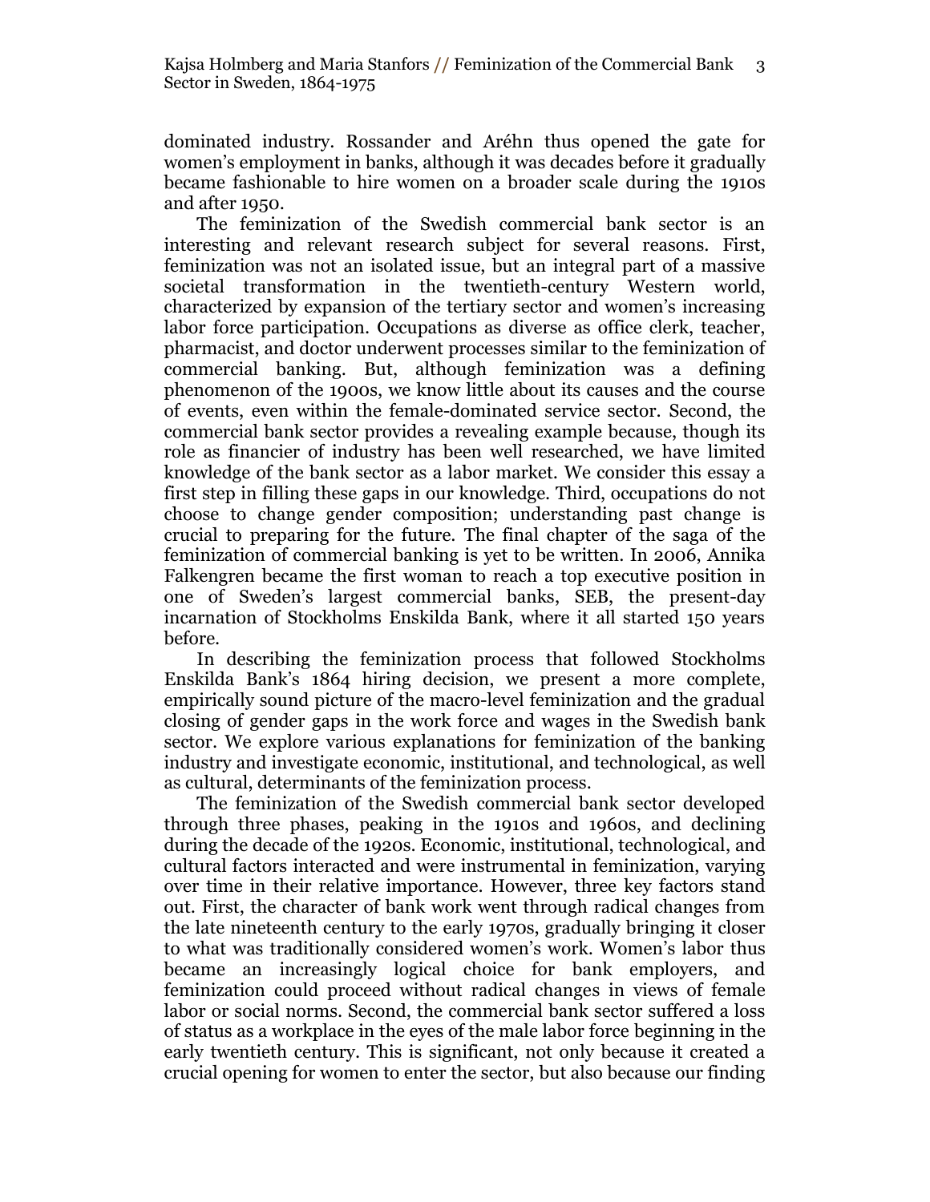dominated industry. Rossander and Aréhn thus opened the gate for women's employment in banks, although it was decades before it gradually became fashionable to hire women on a broader scale during the 1910s and after 1950.

The feminization of the Swedish commercial bank sector is an interesting and relevant research subject for several reasons. First, feminization was not an isolated issue, but an integral part of a massive societal transformation in the twentieth-century Western world, characterized by expansion of the tertiary sector and women's increasing labor force participation. Occupations as diverse as office clerk, teacher, pharmacist, and doctor underwent processes similar to the feminization of commercial banking. But, although feminization was a defining phenomenon of the 1900s, we know little about its causes and the course of events, even within the female-dominated service sector. Second, the commercial bank sector provides a revealing example because, though its role as financier of industry has been well researched, we have limited knowledge of the bank sector as a labor market. We consider this essay a first step in filling these gaps in our knowledge. Third, occupations do not choose to change gender composition; understanding past change is crucial to preparing for the future. The final chapter of the saga of the feminization of commercial banking is yet to be written. In 2006, Annika Falkengren became the first woman to reach a top executive position in one of Sweden's largest commercial banks, SEB, the present-day incarnation of Stockholms Enskilda Bank, where it all started 150 years before.

In describing the feminization process that followed Stockholms Enskilda Bank's 1864 hiring decision, we present a more complete, empirically sound picture of the macro-level feminization and the gradual closing of gender gaps in the work force and wages in the Swedish bank sector. We explore various explanations for feminization of the banking industry and investigate economic, institutional, and technological, as well as cultural, determinants of the feminization process.

The feminization of the Swedish commercial bank sector developed through three phases, peaking in the 1910s and 1960s, and declining during the decade of the 1920s. Economic, institutional, technological, and cultural factors interacted and were instrumental in feminization, varying over time in their relative importance. However, three key factors stand out. First, the character of bank work went through radical changes from the late nineteenth century to the early 1970s, gradually bringing it closer to what was traditionally considered women's work. Women's labor thus became an increasingly logical choice for bank employers, and feminization could proceed without radical changes in views of female labor or social norms. Second, the commercial bank sector suffered a loss of status as a workplace in the eyes of the male labor force beginning in the early twentieth century. This is significant, not only because it created a crucial opening for women to enter the sector, but also because our finding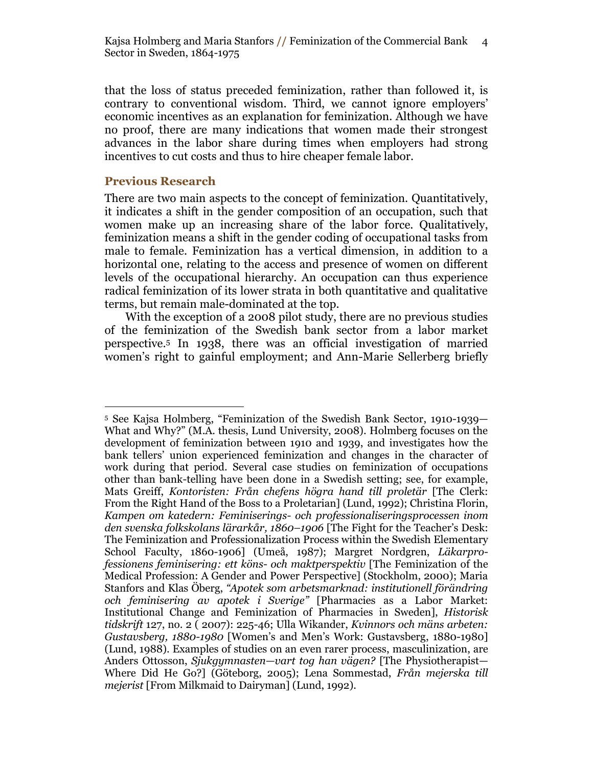that the loss of status preceded feminization, rather than followed it, is contrary to conventional wisdom. Third, we cannot ignore employers' economic incentives as an explanation for feminization. Although we have no proof, there are many indications that women made their strongest advances in the labor share during times when employers had strong incentives to cut costs and thus to hire cheaper female labor.

## Previous Research

There are two main aspects to the concept of feminization. Quantitatively, it indicates a shift in the gender composition of an occupation, such that women make up an increasing share of the labor force. Qualitatively, feminization means a shift in the gender coding of occupational tasks from male to female. Feminization has a vertical dimension, in addition to a horizontal one, relating to the access and presence of women on different levels of the occupational hierarchy. An occupation can thus experience radical feminization of its lower strata in both quantitative and qualitative terms, but remain male-dominated at the top.

With the exception of a 2008 pilot study, there are no previous studies of the feminization of the Swedish bank sector from a labor market perspective.[5] In 1938, there was an official investigation of married women's right to gainful employment; and Ann-Marie Sellerberg briefly

---

[5] See Kajsa Holmberg, "Feminization of the Swedish Bank Sector, 1910-1939—What and Why?" (M.A. thesis, Lund University, 2008). Holmberg focuses on the development of feminization between 1910 and 1939, and investigates how the bank tellers' union experienced feminization and changes in the character of work during that period. Several case studies on feminization of occupations other than bank-telling have been done in a Swedish setting; see, for example, Mats Greiff, *Kontoristen: Från chefens högra hand till proletär* [The Clerk: From the Right Hand of the Boss to a Proletarian] (Lund, 1992); Christina Florin, *Kampen om katedern: Feminiserings- och professionaliseringsprocessen inom den svenska folkskolans lärarkår, 1860–1906* [The Fight for the Teacher's Desk: The Feminization and Professionalization Process within the Swedish Elementary School Faculty, 1860-1906] (Umeå, 1987); Margret Nordgren, *Läkarprofessionens feminisering: ett köns- och maktperspektiv* [The Feminization of the Medical Profession: A Gender and Power Perspective] (Stockholm, 2000); Maria Stanfors and Klas Öberg, *"Apotek som arbetsmarknad: institutionell förändring och feminisering av apotek i Sverige"* [Pharmacies as a Labor Market: Institutional Change and Feminization of Pharmacies in Sweden], *Historisk tidskrift* 127, no. 2 ( 2007): 225-46; Ulla Wikander, *Kvinnors och mäns arbeten: Gustavsberg, 1880-1980* [Women's and Men's Work: Gustavsberg, 1880-1980] (Lund, 1988). Examples of studies on an even rarer process, masculinization, are Anders Ottosson, *Sjukgymnasten—vart tog han vägen?* [The Physiotherapist—Where Did He Go?] (Göteborg, 2005); Lena Sommestad, *Från mejerska till mejerist* [From Milkmaid to Dairyman] (Lund, 1992).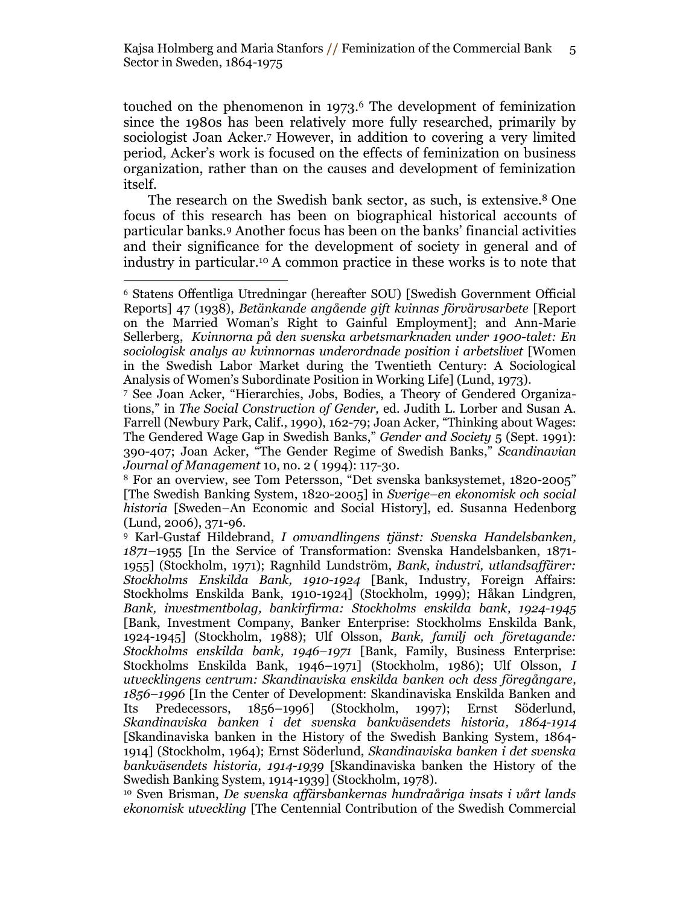touched on the phenomenon in 1973.[6] The development of feminization since the 1980s has been relatively more fully researched, primarily by sociologist Joan Acker.[7] However, in addition to covering a very limited period, Acker's work is focused on the effects of feminization on business organization, rather than on the causes and development of feminization itself.

The research on the Swedish bank sector, as such, is extensive.[8] One focus of this research has been on biographical historical accounts of particular banks.[9] Another focus has been on the banks' financial activities and their significance for the development of society in general and of industry in particular.[10] A common practice in these works is to note that

---

[6] Statens Offentliga Utredningar (hereafter SOU) [Swedish Government Official Reports] 47 (1938), *Betänkande angående gift kvinnas förvärvsarbete* [Report on the Married Woman's Right to Gainful Employment]; and Ann-Marie Sellerberg, *Kvinnorna på den svenska arbetsmarknaden under 1900-talet: En sociologisk analys av kvinnornas underordnade position i arbetslivet* [Women in the Swedish Labor Market during the Twentieth Century: A Sociological Analysis of Women's Subordinate Position in Working Life] (Lund, 1973).

[7] See Joan Acker, "Hierarchies, Jobs, Bodies, a Theory of Gendered Organizations," in *The Social Construction of Gender,* ed. Judith L. Lorber and Susan A. Farrell (Newbury Park, Calif., 1990), 162-79; Joan Acker, "Thinking about Wages: The Gendered Wage Gap in Swedish Banks," *Gender and Society* 5 (Sept. 1991): 390-407; Joan Acker, "The Gender Regime of Swedish Banks," *Scandinavian Journal of Management* 10, no. 2 ( 1994): 117-30.

[8] For an overview, see Tom Petersson, "Det svenska banksystemet, 1820-2005" [The Swedish Banking System, 1820-2005] in *Sverige–en ekonomisk och social historia* [Sweden–An Economic and Social History], ed. Susanna Hedenborg (Lund, 2006), 371-96.

[9] Karl-Gustaf Hildebrand, *I omvandlingens tjänst: Svenska Handelsbanken, 1871–1955* [In the Service of Transformation: Svenska Handelsbanken, 1871-1955] (Stockholm, 1971); Ragnhild Lundström, *Bank, industri, utlandsaffärer: Stockholms Enskilda Bank, 1910-1924* [Bank, Industry, Foreign Affairs: Stockholms Enskilda Bank, 1910-1924] (Stockholm, 1999); Håkan Lindgren, *Bank, investmentbolag, bankirfirma: Stockholms enskilda bank, 1924-1945* [Bank, Investment Company, Banker Enterprise: Stockholms Enskilda Bank, 1924-1945] (Stockholm, 1988); Ulf Olsson, *Bank, familj och företagande: Stockholms enskilda bank, 1946–1971* [Bank, Family, Business Enterprise: Stockholms Enskilda Bank, 1946–1971] (Stockholm, 1986); Ulf Olsson, *I utvecklingens centrum: Skandinaviska enskilda banken och dess föregångare, 1856–1996* [In the Center of Development: Skandinaviska Enskilda Banken and Its Predecessors, 1856–1996] (Stockholm, 1997); Ernst Söderlund, *Skandinaviska banken i det svenska bankväsendets historia, 1864-1914* [Skandinaviska banken in the History of the Swedish Banking System, 1864-1914] (Stockholm, 1964); Ernst Söderlund, *Skandinaviska banken i det svenska bankväsendets historia, 1914-1939* [Skandinaviska banken the History of the Swedish Banking System, 1914-1939] (Stockholm, 1978).

[10] Sven Brisman, *De svenska affärsbankernas hundraåriga insats i vårt lands ekonomisk utveckling* [The Centennial Contribution of the Swedish Commercial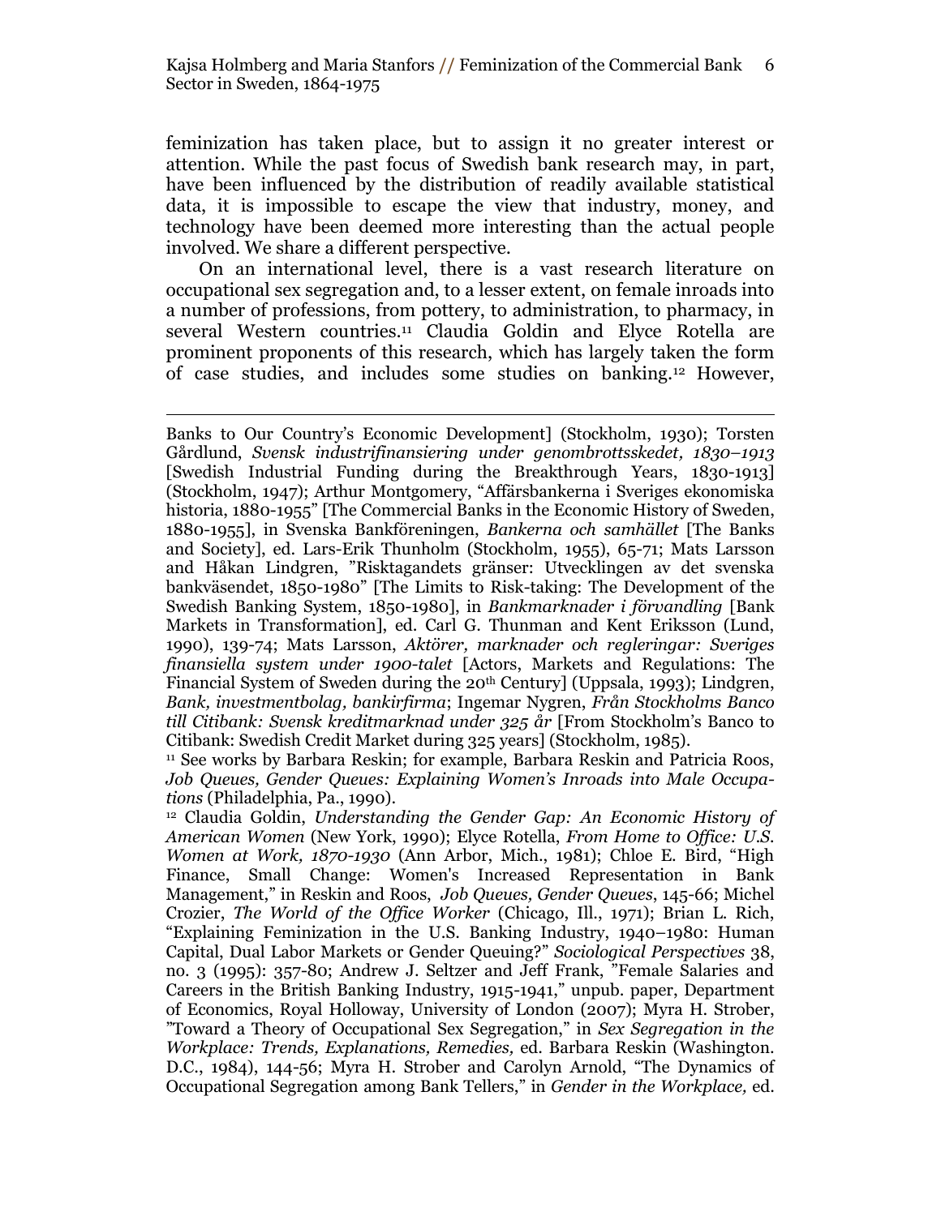feminization has taken place, but to assign it no greater interest or attention. While the past focus of Swedish bank research may, in part, have been influenced by the distribution of readily available statistical data, it is impossible to escape the view that industry, money, and technology have been deemed more interesting than the actual people involved. We share a different perspective.

On an international level, there is a vast research literature on occupational sex segregation and, to a lesser extent, on female inroads into a number of professions, from pottery, to administration, to pharmacy, in several Western countries.[11] Claudia Goldin and Elyce Rotella are prominent proponents of this research, which has largely taken the form of case studies, and includes some studies on banking.[12] However,

---

Banks to Our Country's Economic Development] (Stockholm, 1930); Torsten Gårdlund, *Svensk industrifinansiering under genombrottsskedet, 1830–1913* [Swedish Industrial Funding during the Breakthrough Years, 1830-1913] (Stockholm, 1947); Arthur Montgomery, "Affärsbankerna i Sveriges ekonomiska historia, 1880-1955" [The Commercial Banks in the Economic History of Sweden, 1880-1955], in Svenska Bankföreningen, *Bankerna och samhället* [The Banks and Society], ed. Lars-Erik Thunholm (Stockholm, 1955), 65-71; Mats Larsson and Håkan Lindgren, "Risktagandets gränser: Utvecklingen av det svenska bankväsendet, 1850-1980" [The Limits to Risk-taking: The Development of the Swedish Banking System, 1850-1980], in *Bankmarknader i förvandling* [Bank Markets in Transformation], ed. Carl G. Thunman and Kent Eriksson (Lund, 1990), 139-74; Mats Larsson, *Aktörer, marknader och regleringar: Sveriges finansiella system under 1900-talet* [Actors, Markets and Regulations: The Financial System of Sweden during the 20th Century] (Uppsala, 1993); Lindgren, *Bank, investmentbolag, bankirfirma*; Ingemar Nygren, *Från Stockholms Banco till Citibank: Svensk kreditmarknad under 325 år* [From Stockholm's Banco to Citibank: Swedish Credit Market during 325 years] (Stockholm, 1985).

[11] See works by Barbara Reskin; for example, Barbara Reskin and Patricia Roos, *Job Queues, Gender Queues: Explaining Women's Inroads into Male Occupations* (Philadelphia, Pa., 1990).

[12] Claudia Goldin, *Understanding the Gender Gap: An Economic History of American Women* (New York, 1990); Elyce Rotella, *From Home to Office: U.S. Women at Work, 1870-1930* (Ann Arbor, Mich., 1981); Chloe E. Bird, "High Finance, Small Change: Women's Increased Representation in Bank Management," in Reskin and Roos, *Job Queues, Gender Queues*, 145-66; Michel Crozier, *The World of the Office Worker* (Chicago, Ill., 1971); Brian L. Rich, "Explaining Feminization in the U.S. Banking Industry, 1940–1980: Human Capital, Dual Labor Markets or Gender Queuing?" *Sociological Perspectives* 38, no. 3 (1995): 357-80; Andrew J. Seltzer and Jeff Frank, "Female Salaries and Careers in the British Banking Industry, 1915-1941," unpub. paper, Department of Economics, Royal Holloway, University of London (2007); Myra H. Strober, "Toward a Theory of Occupational Sex Segregation," in *Sex Segregation in the Workplace: Trends, Explanations, Remedies,* ed. Barbara Reskin (Washington. D.C., 1984), 144-56; Myra H. Strober and Carolyn Arnold, "The Dynamics of Occupational Segregation among Bank Tellers," in *Gender in the Workplace,* ed.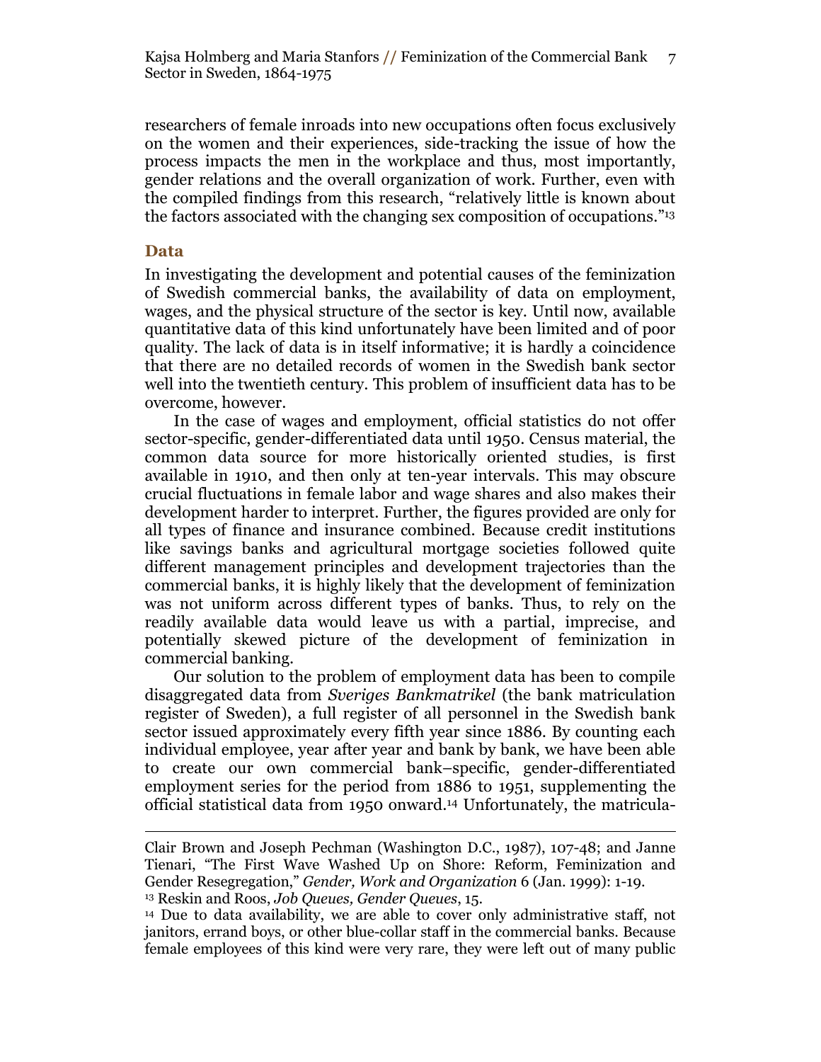researchers of female inroads into new occupations often focus exclusively on the women and their experiences, side-tracking the issue of how the process impacts the men in the workplace and thus, most importantly, gender relations and the overall organization of work. Further, even with the compiled findings from this research, "relatively little is known about the factors associated with the changing sex composition of occupations."[13]

## Data

In investigating the development and potential causes of the feminization of Swedish commercial banks, the availability of data on employment, wages, and the physical structure of the sector is key. Until now, available quantitative data of this kind unfortunately have been limited and of poor quality. The lack of data is in itself informative; it is hardly a coincidence that there are no detailed records of women in the Swedish bank sector well into the twentieth century. This problem of insufficient data has to be overcome, however.

In the case of wages and employment, official statistics do not offer sector-specific, gender-differentiated data until 1950. Census material, the common data source for more historically oriented studies, is first available in 1910, and then only at ten-year intervals. This may obscure crucial fluctuations in female labor and wage shares and also makes their development harder to interpret. Further, the figures provided are only for all types of finance and insurance combined. Because credit institutions like savings banks and agricultural mortgage societies followed quite different management principles and development trajectories than the commercial banks, it is highly likely that the development of feminization was not uniform across different types of banks. Thus, to rely on the readily available data would leave us with a partial, imprecise, and potentially skewed picture of the development of feminization in commercial banking.

Our solution to the problem of employment data has been to compile disaggregated data from *Sveriges Bankmatrikel* (the bank matriculation register of Sweden), a full register of all personnel in the Swedish bank sector issued approximately every fifth year since 1886. By counting each individual employee, year after year and bank by bank, we have been able to create our own commercial bank–specific, gender-differentiated employment series for the period from 1886 to 1951, supplementing the official statistical data from 1950 onward.[14] Unfortunately, the matricula-

---

Clair Brown and Joseph Pechman (Washington D.C., 1987), 107-48; and Janne Tienari, "The First Wave Washed Up on Shore: Reform, Feminization and Gender Resegregation," *Gender, Work and Organization* 6 (Jan. 1999): 1-19.

[13] Reskin and Roos, *Job Queues, Gender Queues*, 15.

[14] Due to data availability, we are able to cover only administrative staff, not janitors, errand boys, or other blue-collar staff in the commercial banks. Because female employees of this kind were very rare, they were left out of many public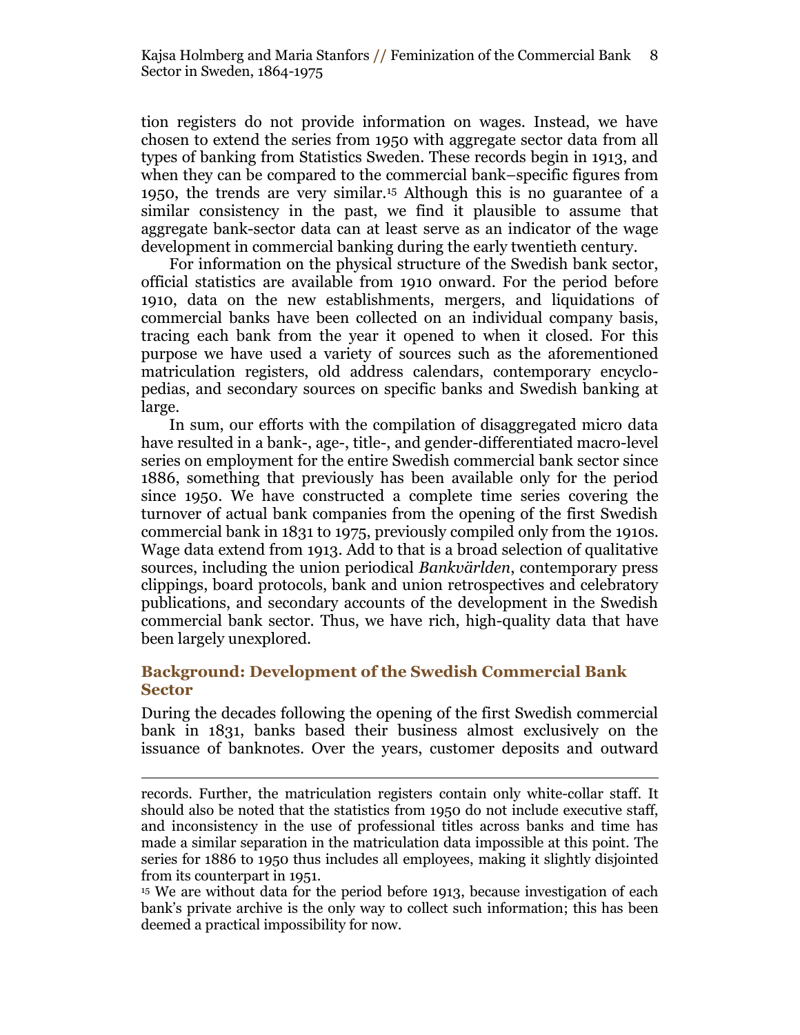tion registers do not provide information on wages. Instead, we have chosen to extend the series from 1950 with aggregate sector data from all types of banking from Statistics Sweden. These records begin in 1913, and when they can be compared to the commercial bank–specific figures from 1950, the trends are very similar.[15] Although this is no guarantee of a similar consistency in the past, we find it plausible to assume that aggregate bank-sector data can at least serve as an indicator of the wage development in commercial banking during the early twentieth century.

For information on the physical structure of the Swedish bank sector, official statistics are available from 1910 onward. For the period before 1910, data on the new establishments, mergers, and liquidations of commercial banks have been collected on an individual company basis, tracing each bank from the year it opened to when it closed. For this purpose we have used a variety of sources such as the aforementioned matriculation registers, old address calendars, contemporary encyclopedias, and secondary sources on specific banks and Swedish banking at large.

In sum, our efforts with the compilation of disaggregated micro data have resulted in a bank-, age-, title-, and gender-differentiated macro-level series on employment for the entire Swedish commercial bank sector since 1886, something that previously has been available only for the period since 1950. We have constructed a complete time series covering the turnover of actual bank companies from the opening of the first Swedish commercial bank in 1831 to 1975, previously compiled only from the 1910s. Wage data extend from 1913. Add to that is a broad selection of qualitative sources, including the union periodical *Bankvärlden*, contemporary press clippings, board protocols, bank and union retrospectives and celebratory publications, and secondary accounts of the development in the Swedish commercial bank sector. Thus, we have rich, high-quality data that have been largely unexplored.

## Background: Development of the Swedish Commercial Bank Sector

During the decades following the opening of the first Swedish commercial bank in 1831, banks based their business almost exclusively on the issuance of banknotes. Over the years, customer deposits and outward

---

records. Further, the matriculation registers contain only white-collar staff. It should also be noted that the statistics from 1950 do not include executive staff, and inconsistency in the use of professional titles across banks and time has made a similar separation in the matriculation data impossible at this point. The series for 1886 to 1950 thus includes all employees, making it slightly disjointed from its counterpart in 1951.

[15] We are without data for the period before 1913, because investigation of each bank's private archive is the only way to collect such information; this has been deemed a practical impossibility for now.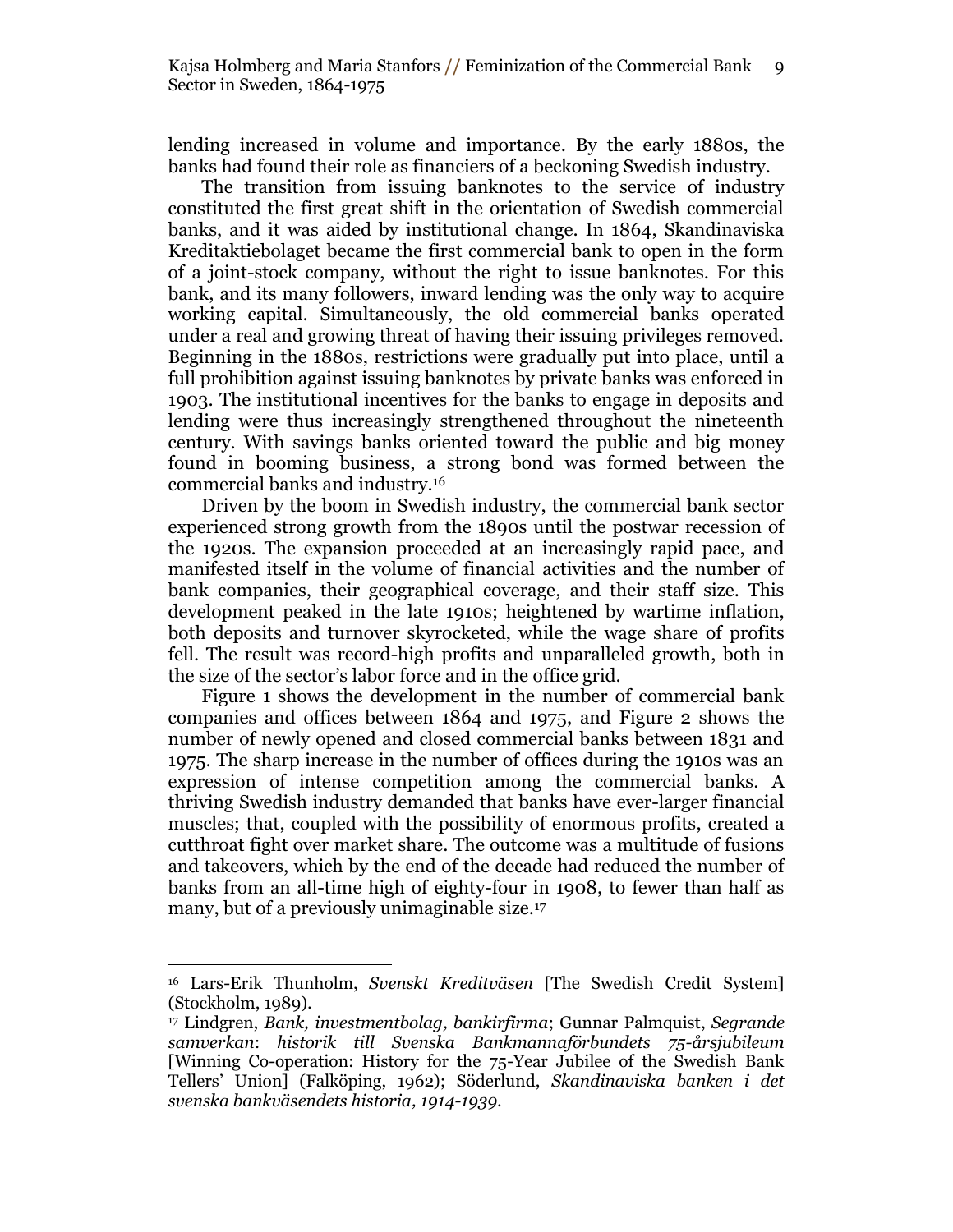lending increased in volume and importance. By the early 1880s, the banks had found their role as financiers of a beckoning Swedish industry.

The transition from issuing banknotes to the service of industry constituted the first great shift in the orientation of Swedish commercial banks, and it was aided by institutional change. In 1864, Skandinaviska Kreditaktiebolaget became the first commercial bank to open in the form of a joint-stock company, without the right to issue banknotes. For this bank, and its many followers, inward lending was the only way to acquire working capital. Simultaneously, the old commercial banks operated under a real and growing threat of having their issuing privileges removed. Beginning in the 1880s, restrictions were gradually put into place, until a full prohibition against issuing banknotes by private banks was enforced in 1903. The institutional incentives for the banks to engage in deposits and lending were thus increasingly strengthened throughout the nineteenth century. With savings banks oriented toward the public and big money found in booming business, a strong bond was formed between the commercial banks and industry.[16]

Driven by the boom in Swedish industry, the commercial bank sector experienced strong growth from the 1890s until the postwar recession of the 1920s. The expansion proceeded at an increasingly rapid pace, and manifested itself in the volume of financial activities and the number of bank companies, their geographical coverage, and their staff size. This development peaked in the late 1910s; heightened by wartime inflation, both deposits and turnover skyrocketed, while the wage share of profits fell. The result was record-high profits and unparalleled growth, both in the size of the sector's labor force and in the office grid.

Figure 1 shows the development in the number of commercial bank companies and offices between 1864 and 1975, and Figure 2 shows the number of newly opened and closed commercial banks between 1831 and 1975. The sharp increase in the number of offices during the 1910s was an expression of intense competition among the commercial banks. A thriving Swedish industry demanded that banks have ever-larger financial muscles; that, coupled with the possibility of enormous profits, created a cutthroat fight over market share. The outcome was a multitude of fusions and takeovers, which by the end of the decade had reduced the number of banks from an all-time high of eighty-four in 1908, to fewer than half as many, but of a previously unimaginable size.[17]

---

[16] Lars-Erik Thunholm, *Svenskt Kreditväsen* [The Swedish Credit System] (Stockholm, 1989).

[17] Lindgren, *Bank, investmentbolag, bankirfirma*; Gunnar Palmquist, *Segrande samverkan*: *historik till Svenska Bankmannaförbundets 75-årsjubileum* [Winning Co-operation: History for the 75-Year Jubilee of the Swedish Bank Tellers' Union] (Falköping, 1962); Söderlund, *Skandinaviska banken i det svenska bankväsendets historia, 1914-1939*.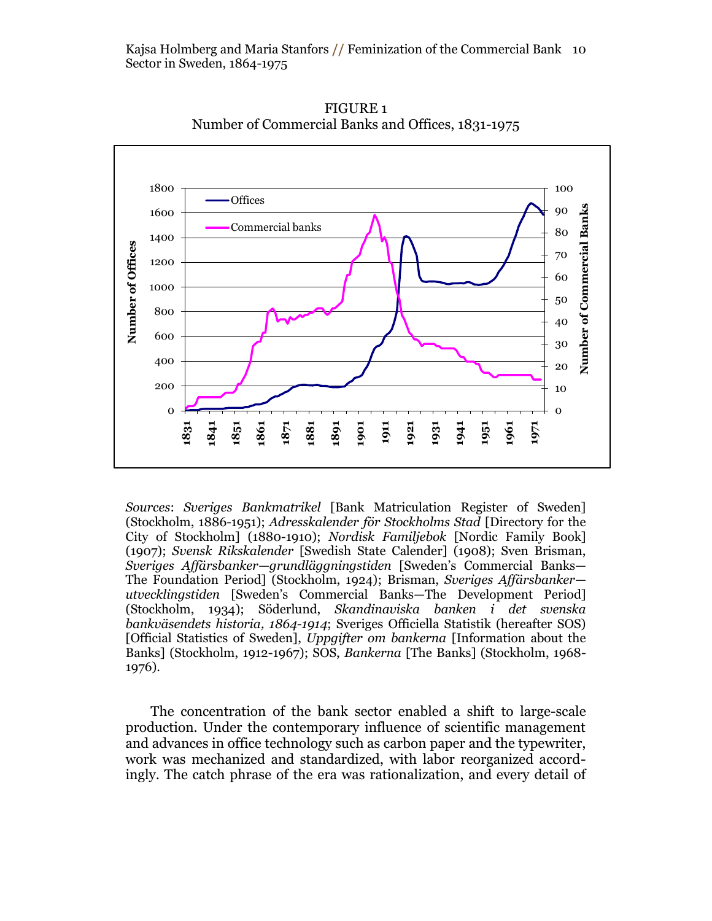FIGURE 1
Number of Commercial Banks and Offices, 1831-1975

*Sources*: *Sveriges Bankmatrikel* [Bank Matriculation Register of Sweden] (Stockholm, 1886-1951); *Adresskalender för Stockholms Stad* [Directory for the City of Stockholm] (1880-1910); *Nordisk Familjebok* [Nordic Family Book] (1907); *Svensk Rikskalender* [Swedish State Calender] (1908); Sven Brisman, *Sveriges Affärsbanker—grundläggningstiden* [Sweden's Commercial Banks—The Foundation Period] (Stockholm, 1924); Brisman, *Sveriges Affärsbanker—utvecklingstiden* [Sweden's Commercial Banks—The Development Period] (Stockholm, 1934); Söderlund, *Skandinaviska banken i det svenska bankväsendets historia, 1864-1914*; Sveriges Officiella Statistik (hereafter SOS) [Official Statistics of Sweden], *Uppgifter om bankerna* [Information about the Banks] (Stockholm, 1912-1967); SOS, *Bankerna* [The Banks] (Stockholm, 1968-1976).

The concentration of the bank sector enabled a shift to large-scale production. Under the contemporary influence of scientific management and advances in office technology such as carbon paper and the typewriter, work was mechanized and standardized, with labor reorganized accordingly. The catch phrase of the era was rationalization, and every detail of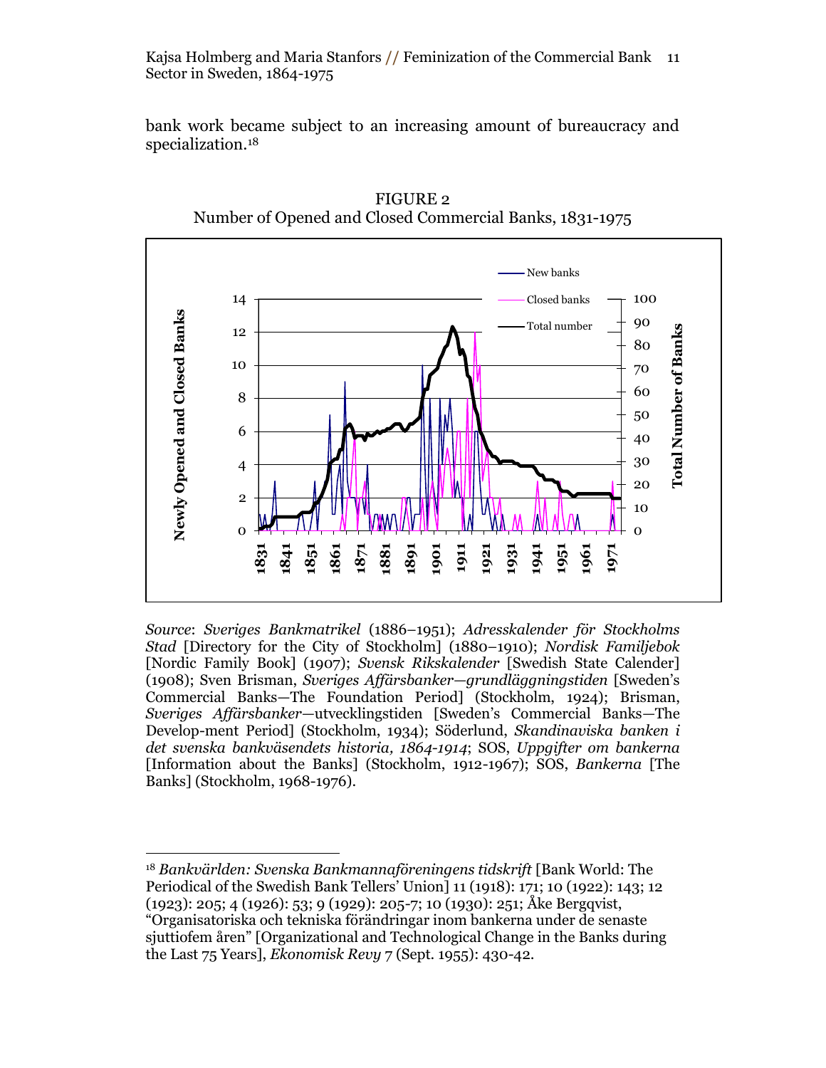bank work became subject to an increasing amount of bureaucracy and specialization.[18]

FIGURE 2
Number of Opened and Closed Commercial Banks, 1831-1975

*Source*: *Sveriges Bankmatrikel* (1886–1951); *Adresskalender för Stockholms Stad* [Directory for the City of Stockholm] (1880–1910); *Nordisk Familjebok* [Nordic Family Book] (1907); *Svensk Rikskalender* [Swedish State Calender] (1908); Sven Brisman, *Sveriges Affärsbanker—grundläggningstiden* [Sweden's Commercial Banks—The Foundation Period] (Stockholm, 1924); Brisman, *Sveriges Affärsbanker*—utvecklingstiden [Sweden's Commercial Banks—The Develop-ment Period] (Stockholm, 1934); Söderlund, *Skandinaviska banken i det svenska bankväsendets historia, 1864-1914*; SOS, *Uppgifter om bankerna* [Information about the Banks] (Stockholm, 1912-1967); SOS, *Bankerna* [The Banks] (Stockholm, 1968-1976).

---

[18] *Bankvärlden: Svenska Bankmannaföreningens tidskrift* [Bank World: The Periodical of the Swedish Bank Tellers' Union] 11 (1918): 171; 10 (1922): 143; 12 (1923): 205; 4 (1926): 53; 9 (1929): 205-7; 10 (1930): 251; Åke Bergqvist, "Organisatoriska och tekniska förändringar inom bankerna under de senaste sjuttiofem åren" [Organizational and Technological Change in the Banks during the Last 75 Years], *Ekonomisk Revy* 7 (Sept. 1955): 430-42.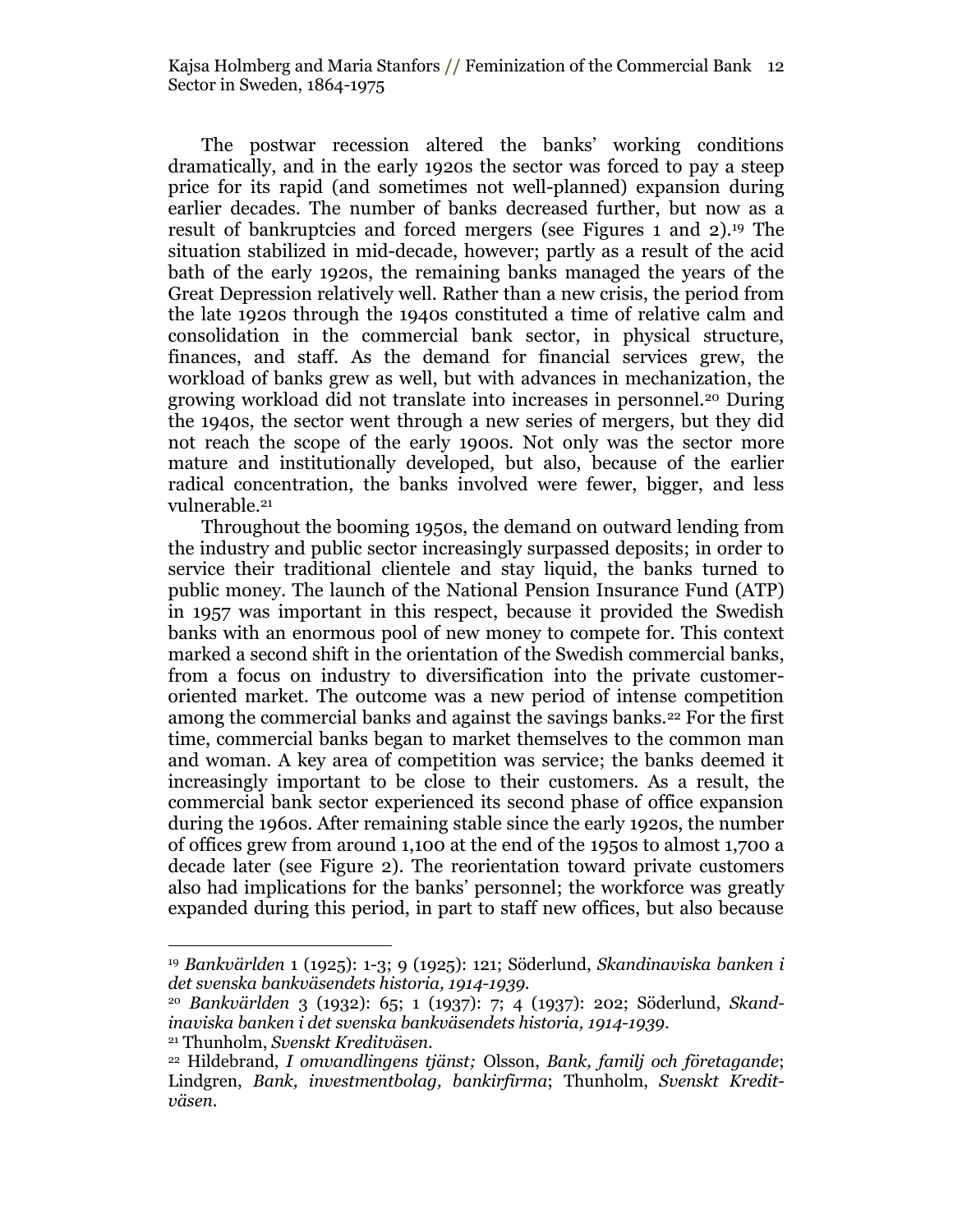The postwar recession altered the banks' working conditions dramatically, and in the early 1920s the sector was forced to pay a steep price for its rapid (and sometimes not well-planned) expansion during earlier decades. The number of banks decreased further, but now as a result of bankruptcies and forced mergers (see Figures 1 and 2).[19] The situation stabilized in mid-decade, however; partly as a result of the acid bath of the early 1920s, the remaining banks managed the years of the Great Depression relatively well. Rather than a new crisis, the period from the late 1920s through the 1940s constituted a time of relative calm and consolidation in the commercial bank sector, in physical structure, finances, and staff. As the demand for financial services grew, the workload of banks grew as well, but with advances in mechanization, the growing workload did not translate into increases in personnel.[20] During the 1940s, the sector went through a new series of mergers, but they did not reach the scope of the early 1900s. Not only was the sector more mature and institutionally developed, but also, because of the earlier radical concentration, the banks involved were fewer, bigger, and less vulnerable.[21]

Throughout the booming 1950s, the demand on outward lending from the industry and public sector increasingly surpassed deposits; in order to service their traditional clientele and stay liquid, the banks turned to public money. The launch of the National Pension Insurance Fund (ATP) in 1957 was important in this respect, because it provided the Swedish banks with an enormous pool of new money to compete for. This context marked a second shift in the orientation of the Swedish commercial banks, from a focus on industry to diversification into the private customer-oriented market. The outcome was a new period of intense competition among the commercial banks and against the savings banks.[22] For the first time, commercial banks began to market themselves to the common man and woman. A key area of competition was service; the banks deemed it increasingly important to be close to their customers. As a result, the commercial bank sector experienced its second phase of office expansion during the 1960s. After remaining stable since the early 1920s, the number of offices grew from around 1,100 at the end of the 1950s to almost 1,700 a decade later (see Figure 2). The reorientation toward private customers also had implications for the banks' personnel; the workforce was greatly expanded during this period, in part to staff new offices, but also because

---

[19] *Bankvärlden* 1 (1925): 1-3; 9 (1925): 121; Söderlund, *Skandinaviska banken i det svenska bankväsendets historia, 1914-1939*.

[20] *Bankvärlden* 3 (1932): 65; 1 (1937): 7; 4 (1937): 202; Söderlund, *Skandinaviska banken i det svenska bankväsendets historia, 1914-1939*.

[21] Thunholm, *Svenskt Kreditväsen*.

[22] Hildebrand, *I omvandlingens tjänst;* Olsson, *Bank, familj och företagande*; Lindgren, *Bank, investmentbolag, bankirfirma*; Thunholm, *Svenskt Kreditväsen*.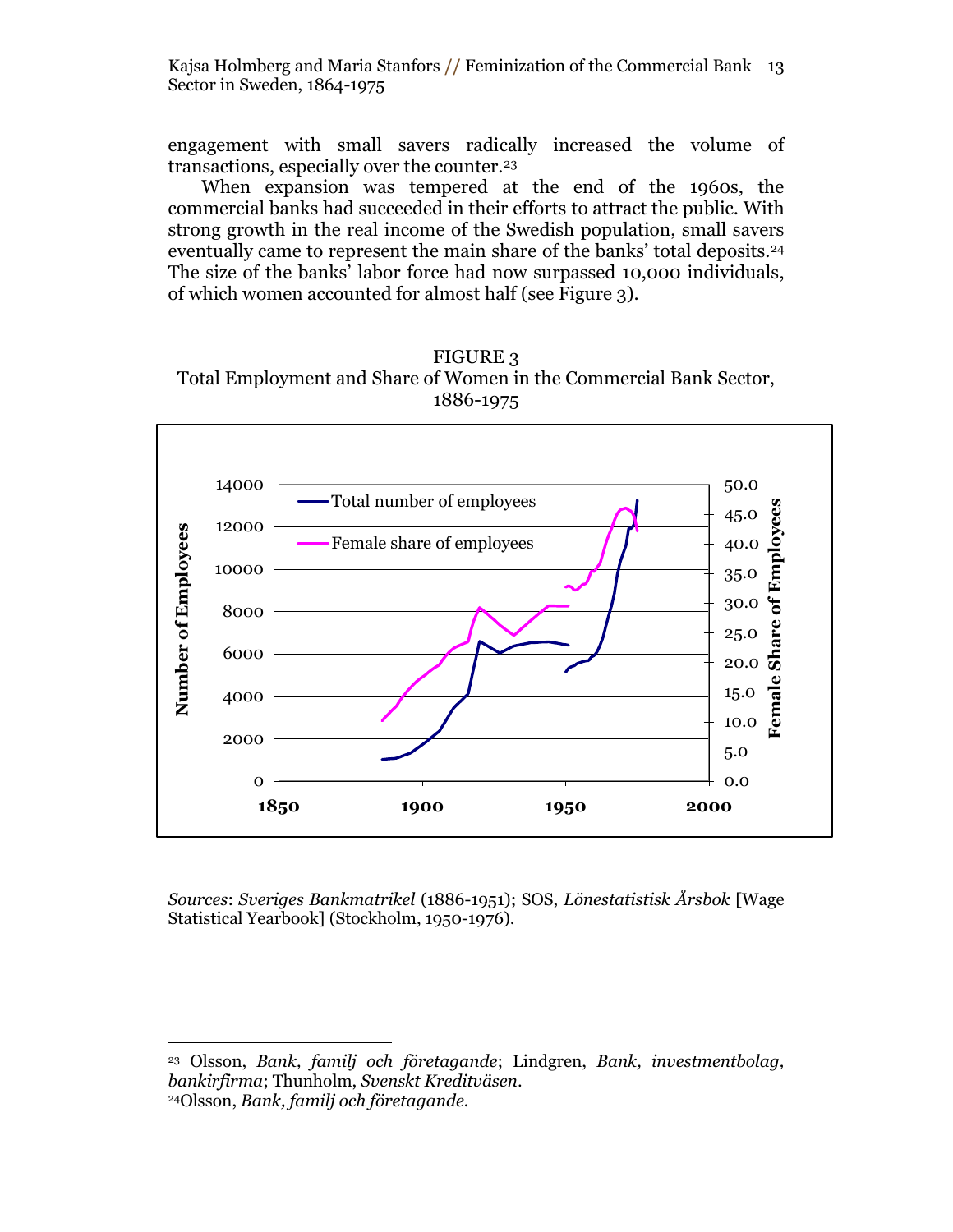engagement with small savers radically increased the volume of transactions, especially over the counter.[23]

When expansion was tempered at the end of the 1960s, the commercial banks had succeeded in their efforts to attract the public. With strong growth in the real income of the Swedish population, small savers eventually came to represent the main share of the banks' total deposits.[24] The size of the banks' labor force had now surpassed 10,000 individuals, of which women accounted for almost half (see Figure 3).

FIGURE 3
Total Employment and Share of Women in the Commercial Bank Sector, 1886-1975

*Sources*: *Sveriges Bankmatrikel* (1886-1951); SOS, *Lönestatistisk Årsbok* [Wage Statistical Yearbook] (Stockholm, 1950-1976).

---

[23] Olsson, *Bank, familj och företagande*; Lindgren, *Bank, investmentbolag, bankirfirma*; Thunholm, *Svenskt Kreditväsen*.

[24] Olsson, *Bank, familj och företagande*.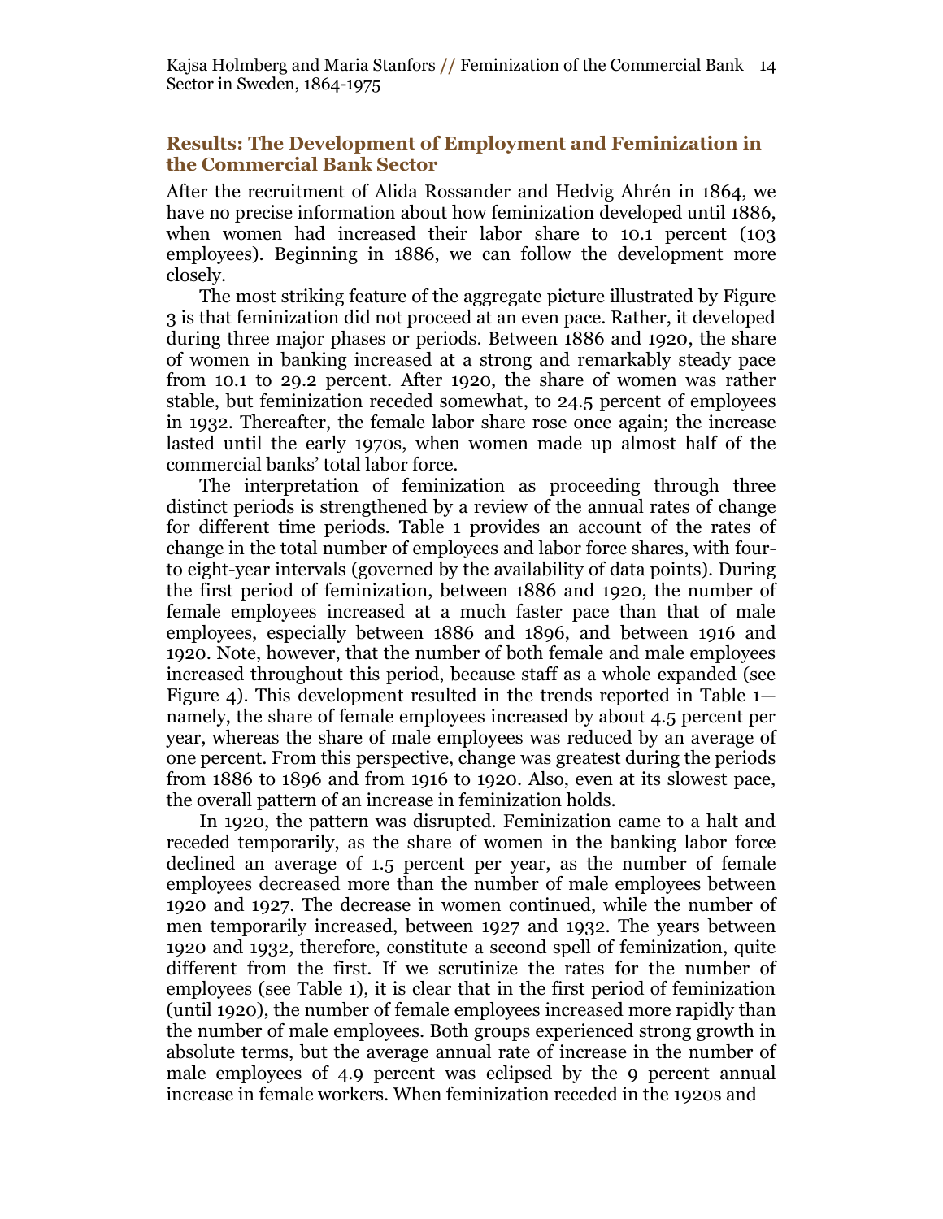## Results: The Development of Employment and Feminization in the Commercial Bank Sector

After the recruitment of Alida Rossander and Hedvig Ahrén in 1864, we have no precise information about how feminization developed until 1886, when women had increased their labor share to 10.1 percent (103 employees). Beginning in 1886, we can follow the development more closely.

The most striking feature of the aggregate picture illustrated by Figure 3 is that feminization did not proceed at an even pace. Rather, it developed during three major phases or periods. Between 1886 and 1920, the share of women in banking increased at a strong and remarkably steady pace from 10.1 to 29.2 percent. After 1920, the share of women was rather stable, but feminization receded somewhat, to 24.5 percent of employees in 1932. Thereafter, the female labor share rose once again; the increase lasted until the early 1970s, when women made up almost half of the commercial banks' total labor force.

The interpretation of feminization as proceeding through three distinct periods is strengthened by a review of the annual rates of change for different time periods. Table 1 provides an account of the rates of change in the total number of employees and labor force shares, with four- to eight-year intervals (governed by the availability of data points). During the first period of feminization, between 1886 and 1920, the number of female employees increased at a much faster pace than that of male employees, especially between 1886 and 1896, and between 1916 and 1920. Note, however, that the number of both female and male employees increased throughout this period, because staff as a whole expanded (see Figure 4). This development resulted in the trends reported in Table 1—namely, the share of female employees increased by about 4.5 percent per year, whereas the share of male employees was reduced by an average of one percent. From this perspective, change was greatest during the periods from 1886 to 1896 and from 1916 to 1920. Also, even at its slowest pace, the overall pattern of an increase in feminization holds.

In 1920, the pattern was disrupted. Feminization came to a halt and receded temporarily, as the share of women in the banking labor force declined an average of 1.5 percent per year, as the number of female employees decreased more than the number of male employees between 1920 and 1927. The decrease in women continued, while the number of men temporarily increased, between 1927 and 1932. The years between 1920 and 1932, therefore, constitute a second spell of feminization, quite different from the first. If we scrutinize the rates for the number of employees (see Table 1), it is clear that in the first period of feminization (until 1920), the number of female employees increased more rapidly than the number of male employees. Both groups experienced strong growth in absolute terms, but the average annual rate of increase in the number of male employees of 4.9 percent was eclipsed by the 9 percent annual increase in female workers. When feminization receded in the 1920s and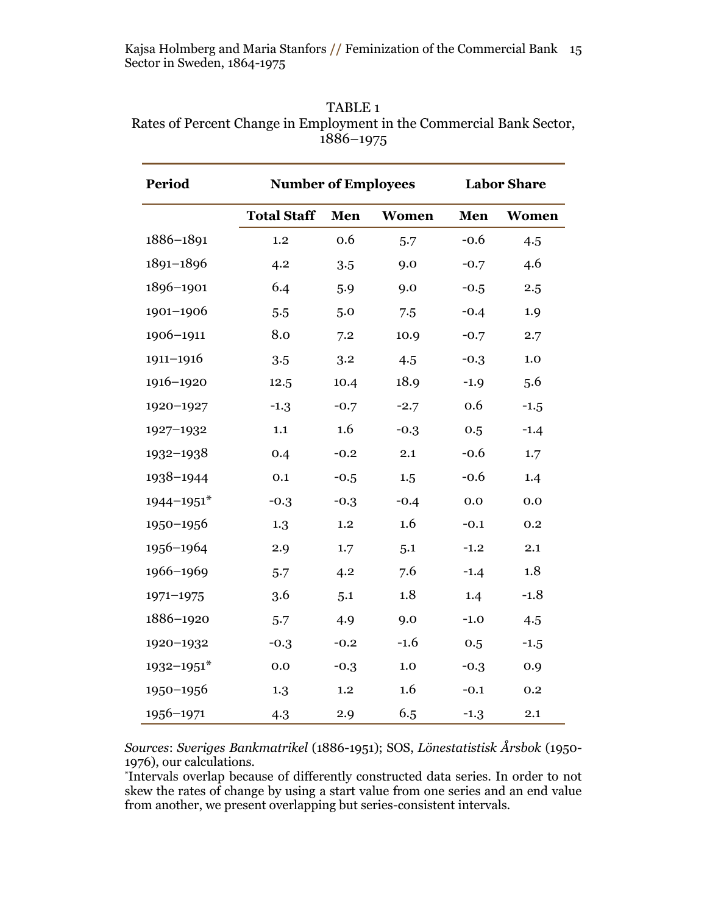TABLE 1
Rates of Percent Change in Employment in the Commercial Bank Sector, 1886–1975

| Period | Number of Employees | | | Labor Share | |
|---|---|---|---|---|---|
| | **Total Staff** | **Men** | **Women** | **Men** | **Women** |
| 1886–1891 | 1.2 | 0.6 | 5.7 | -0.6 | 4.5 |
| 1891–1896 | 4.2 | 3.5 | 9.0 | -0.7 | 4.6 |
| 1896–1901 | 6.4 | 5.9 | 9.0 | -0.5 | 2.5 |
| 1901–1906 | 5.5 | 5.0 | 7.5 | -0.4 | 1.9 |
| 1906–1911 | 8.0 | 7.2 | 10.9 | -0.7 | 2.7 |
| 1911–1916 | 3.5 | 3.2 | 4.5 | -0.3 | 1.0 |
| 1916–1920 | 12.5 | 10.4 | 18.9 | -1.9 | 5.6 |
| 1920–1927 | -1.3 | -0.7 | -2.7 | 0.6 | -1.5 |
| 1927–1932 | 1.1 | 1.6 | -0.3 | 0.5 | -1.4 |
| 1932–1938 | 0.4 | -0.2 | 2.1 | -0.6 | 1.7 |
| 1938–1944 | 0.1 | -0.5 | 1.5 | -0.6 | 1.4 |
| 1944–1951* | -0.3 | -0.3 | -0.4 | 0.0 | 0.0 |
| 1950–1956 | 1.3 | 1.2 | 1.6 | -0.1 | 0.2 |
| 1956–1964 | 2.9 | 1.7 | 5.1 | -1.2 | 2.1 |
| 1966–1969 | 5.7 | 4.2 | 7.6 | -1.4 | 1.8 |
| 1971–1975 | 3.6 | 5.1 | 1.8 | 1.4 | -1.8 |
| 1886–1920 | 5.7 | 4.9 | 9.0 | -1.0 | 4.5 |
| 1920–1932 | -0.3 | -0.2 | -1.6 | 0.5 | -1.5 |
| 1932–1951* | 0.0 | -0.3 | 1.0 | -0.3 | 0.9 |
| 1950–1956 | 1.3 | 1.2 | 1.6 | -0.1 | 0.2 |
| 1956–1971 | 4.3 | 2.9 | 6.5 | -1.3 | 2.1 |

*Sources*: *Sveriges Bankmatrikel* (1886-1951); SOS, *Lönestatistisk Årsbok* (1950-1976), our calculations.
*Intervals overlap because of differently constructed data series. In order to not skew the rates of change by using a start value from one series and an end value from another, we present overlapping but series-consistent intervals.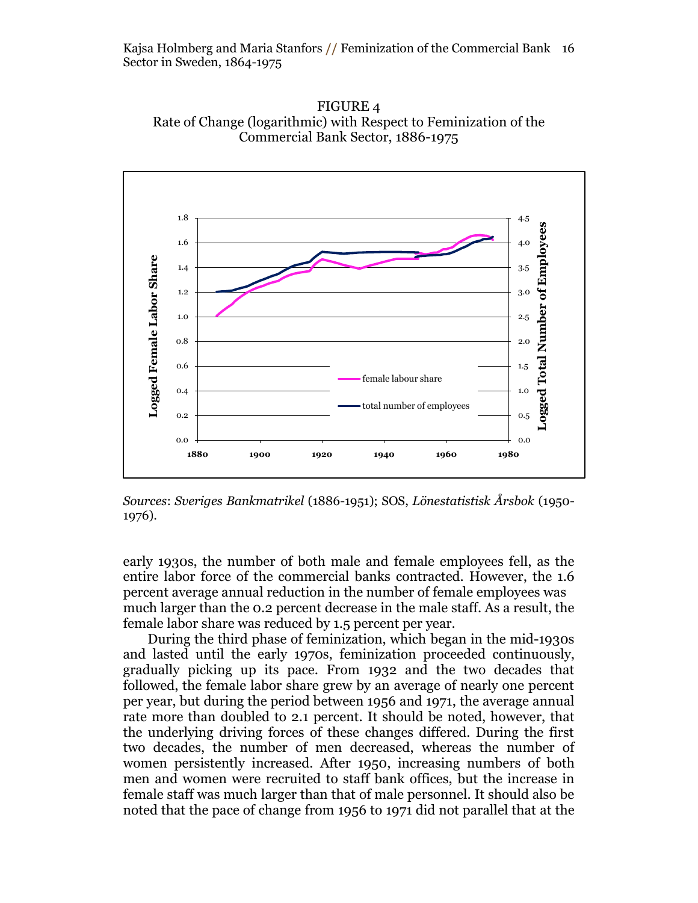FIGURE 4
Rate of Change (logarithmic) with Respect to Feminization of the Commercial Bank Sector, 1886-1975

*Sources*: *Sveriges Bankmatrikel* (1886-1951); SOS, *Lönestatistisk Årsbok* (1950-1976).

early 1930s, the number of both male and female employees fell, as the entire labor force of the commercial banks contracted. However, the 1.6 percent average annual reduction in the number of female employees was much larger than the 0.2 percent decrease in the male staff. As a result, the female labor share was reduced by 1.5 percent per year.

During the third phase of feminization, which began in the mid-1930s and lasted until the early 1970s, feminization proceeded continuously, gradually picking up its pace. From 1932 and the two decades that followed, the female labor share grew by an average of nearly one percent per year, but during the period between 1956 and 1971, the average annual rate more than doubled to 2.1 percent. It should be noted, however, that the underlying driving forces of these changes differed. During the first two decades, the number of men decreased, whereas the number of women persistently increased. After 1950, increasing numbers of both men and women were recruited to staff bank offices, but the increase in female staff was much larger than that of male personnel. It should also be noted that the pace of change from 1956 to 1971 did not parallel that at the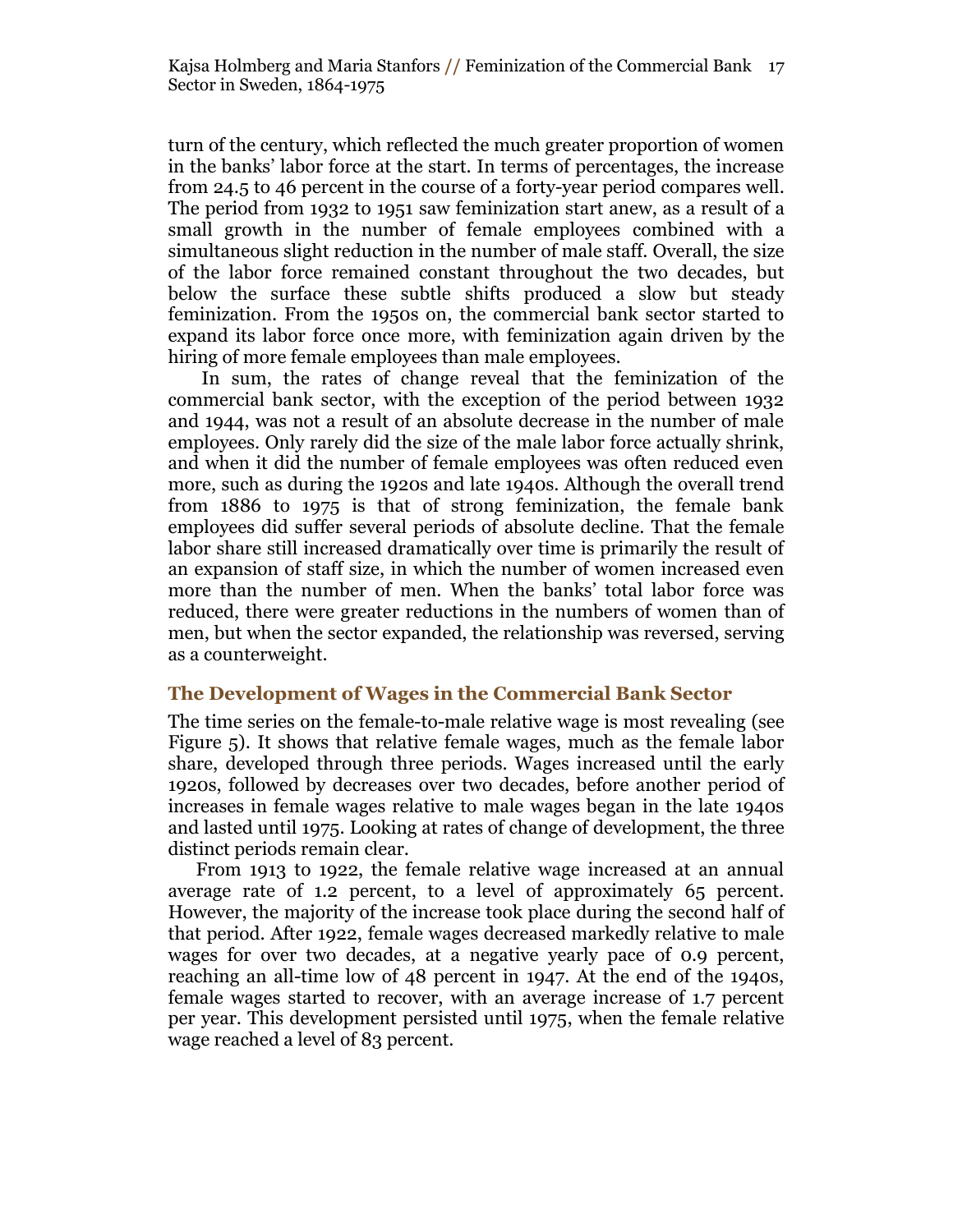turn of the century, which reflected the much greater proportion of women in the banks' labor force at the start. In terms of percentages, the increase from 24.5 to 46 percent in the course of a forty-year period compares well. The period from 1932 to 1951 saw feminization start anew, as a result of a small growth in the number of female employees combined with a simultaneous slight reduction in the number of male staff. Overall, the size of the labor force remained constant throughout the two decades, but below the surface these subtle shifts produced a slow but steady feminization. From the 1950s on, the commercial bank sector started to expand its labor force once more, with feminization again driven by the hiring of more female employees than male employees.

In sum, the rates of change reveal that the feminization of the commercial bank sector, with the exception of the period between 1932 and 1944, was not a result of an absolute decrease in the number of male employees. Only rarely did the size of the male labor force actually shrink, and when it did the number of female employees was often reduced even more, such as during the 1920s and late 1940s. Although the overall trend from 1886 to 1975 is that of strong feminization, the female bank employees did suffer several periods of absolute decline. That the female labor share still increased dramatically over time is primarily the result of an expansion of staff size, in which the number of women increased even more than the number of men. When the banks' total labor force was reduced, there were greater reductions in the numbers of women than of men, but when the sector expanded, the relationship was reversed, serving as a counterweight.

## The Development of Wages in the Commercial Bank Sector

The time series on the female-to-male relative wage is most revealing (see Figure 5). It shows that relative female wages, much as the female labor share, developed through three periods. Wages increased until the early 1920s, followed by decreases over two decades, before another period of increases in female wages relative to male wages began in the late 1940s and lasted until 1975. Looking at rates of change of development, the three distinct periods remain clear.

From 1913 to 1922, the female relative wage increased at an annual average rate of 1.2 percent, to a level of approximately 65 percent. However, the majority of the increase took place during the second half of that period. After 1922, female wages decreased markedly relative to male wages for over two decades, at a negative yearly pace of 0.9 percent, reaching an all-time low of 48 percent in 1947. At the end of the 1940s, female wages started to recover, with an average increase of 1.7 percent per year. This development persisted until 1975, when the female relative wage reached a level of 83 percent.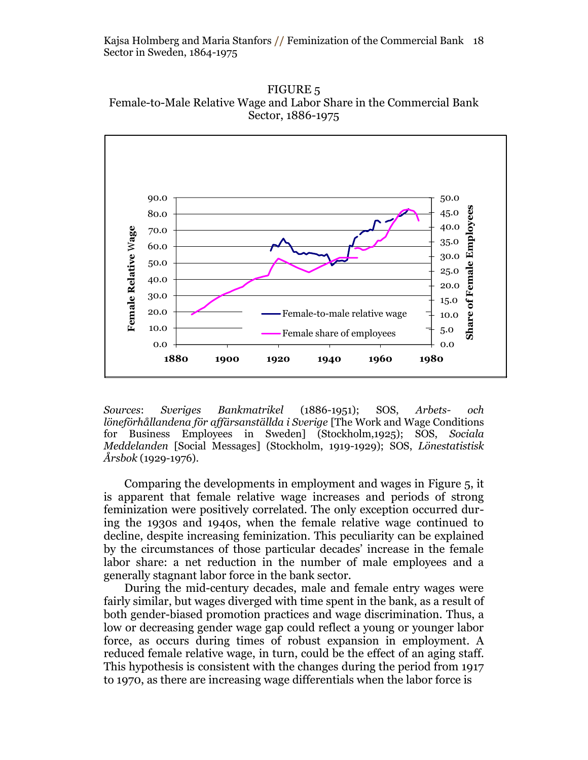FIGURE 5
Female-to-Male Relative Wage and Labor Share in the Commercial Bank Sector, 1886-1975

*Sources*: *Sveriges Bankmatrikel* (1886-1951); SOS, *Arbets- och löneförhållandena för affärsanställda i Sverige* [The Work and Wage Conditions for Business Employees in Sweden] (Stockholm,1925); SOS, *Sociala Meddelanden* [Social Messages] (Stockholm, 1919-1929); SOS, *Lönestatistisk Årsbok* (1929-1976).

Comparing the developments in employment and wages in Figure 5, it is apparent that female relative wage increases and periods of strong feminization were positively correlated. The only exception occurred during the 1930s and 1940s, when the female relative wage continued to decline, despite increasing feminization. This peculiarity can be explained by the circumstances of those particular decades' increase in the female labor share: a net reduction in the number of male employees and a generally stagnant labor force in the bank sector.

During the mid-century decades, male and female entry wages were fairly similar, but wages diverged with time spent in the bank, as a result of both gender-biased promotion practices and wage discrimination. Thus, a low or decreasing gender wage gap could reflect a young or younger labor force, as occurs during times of robust expansion in employment. A reduced female relative wage, in turn, could be the effect of an aging staff. This hypothesis is consistent with the changes during the period from 1917 to 1970, as there are increasing wage differentials when the labor force is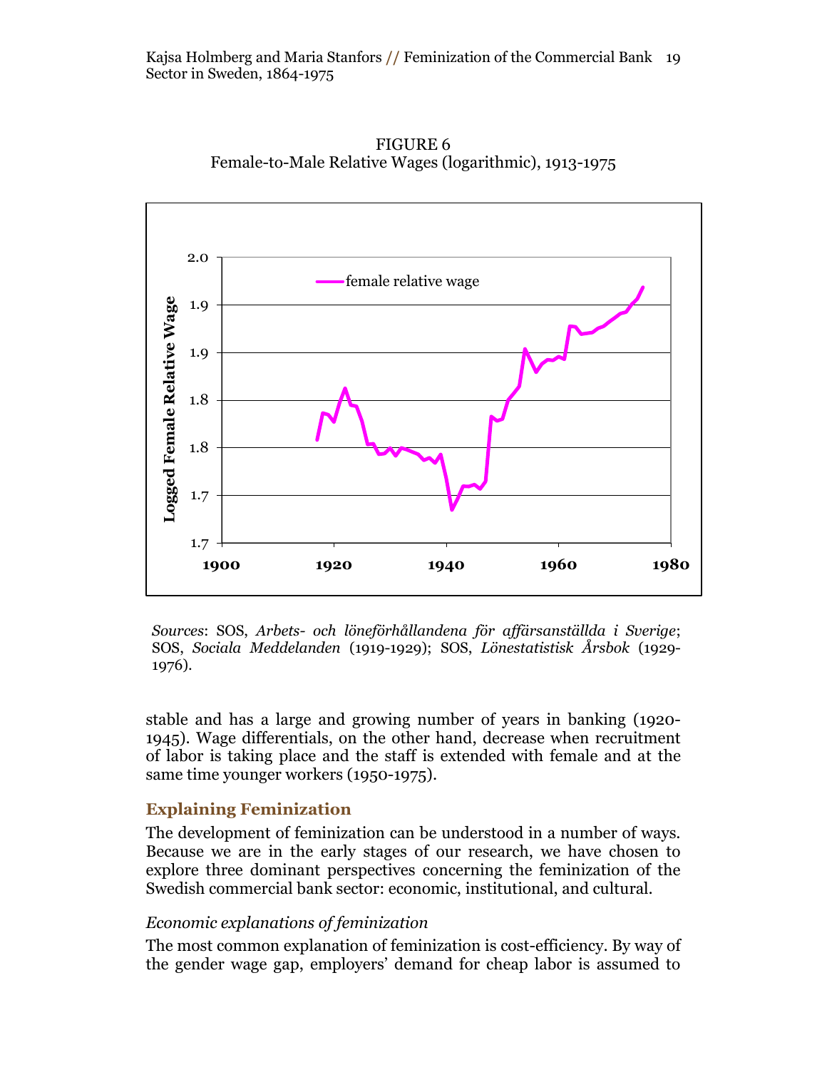FIGURE 6
Female-to-Male Relative Wages (logarithmic), 1913-1975

*Sources*: SOS, *Arbets- och löneförhållandena för affärsanställda i Sverige*; SOS, *Sociala Meddelanden* (1919-1929); SOS, *Lönestatistisk Årsbok* (1929-1976).

stable and has a large and growing number of years in banking (1920-1945). Wage differentials, on the other hand, decrease when recruitment of labor is taking place and the staff is extended with female and at the same time younger workers (1950-1975).

## Explaining Feminization

The development of feminization can be understood in a number of ways. Because we are in the early stages of our research, we have chosen to explore three dominant perspectives concerning the feminization of the Swedish commercial bank sector: economic, institutional, and cultural.

### *Economic explanations of feminization*

The most common explanation of feminization is cost-efficiency. By way of the gender wage gap, employers' demand for cheap labor is assumed to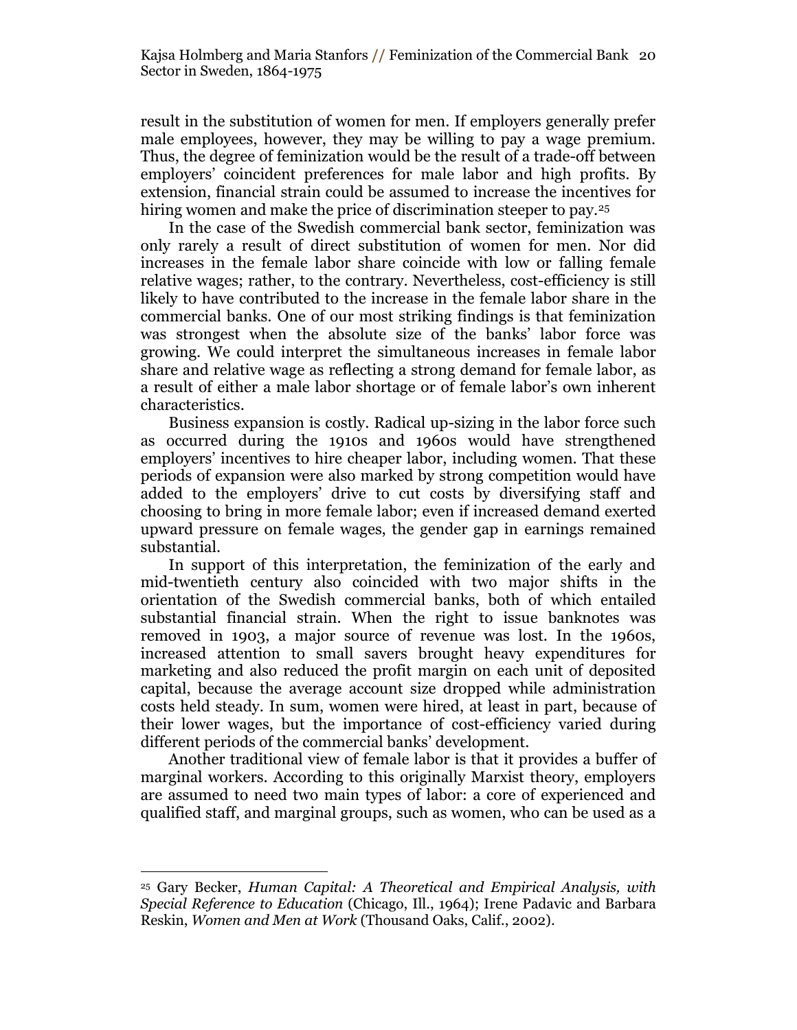result in the substitution of women for men. If employers generally prefer male employees, however, they may be willing to pay a wage premium. Thus, the degree of feminization would be the result of a trade-off between employers' coincident preferences for male labor and high profits. By extension, financial strain could be assumed to increase the incentives for hiring women and make the price of discrimination steeper to pay.[25]

In the case of the Swedish commercial bank sector, feminization was only rarely a result of direct substitution of women for men. Nor did increases in the female labor share coincide with low or falling female relative wages; rather, to the contrary. Nevertheless, cost-efficiency is still likely to have contributed to the increase in the female labor share in the commercial banks. One of our most striking findings is that feminization was strongest when the absolute size of the banks' labor force was growing. We could interpret the simultaneous increases in female labor share and relative wage as reflecting a strong demand for female labor, as a result of either a male labor shortage or of female labor's own inherent characteristics.

Business expansion is costly. Radical up-sizing in the labor force such as occurred during the 1910s and 1960s would have strengthened employers' incentives to hire cheaper labor, including women. That these periods of expansion were also marked by strong competition would have added to the employers' drive to cut costs by diversifying staff and choosing to bring in more female labor; even if increased demand exerted upward pressure on female wages, the gender gap in earnings remained substantial.

In support of this interpretation, the feminization of the early and mid-twentieth century also coincided with two major shifts in the orientation of the Swedish commercial banks, both of which entailed substantial financial strain. When the right to issue banknotes was removed in 1903, a major source of revenue was lost. In the 1960s, increased attention to small savers brought heavy expenditures for marketing and also reduced the profit margin on each unit of deposited capital, because the average account size dropped while administration costs held steady. In sum, women were hired, at least in part, because of their lower wages, but the importance of cost-efficiency varied during different periods of the commercial banks' development.

Another traditional view of female labor is that it provides a buffer of marginal workers. According to this originally Marxist theory, employers are assumed to need two main types of labor: a core of experienced and qualified staff, and marginal groups, such as women, who can be used as a

---

[25] Gary Becker, *Human Capital: A Theoretical and Empirical Analysis, with Special Reference to Education* (Chicago, Ill., 1964); Irene Padavic and Barbara Reskin, *Women and Men at Work* (Thousand Oaks, Calif., 2002).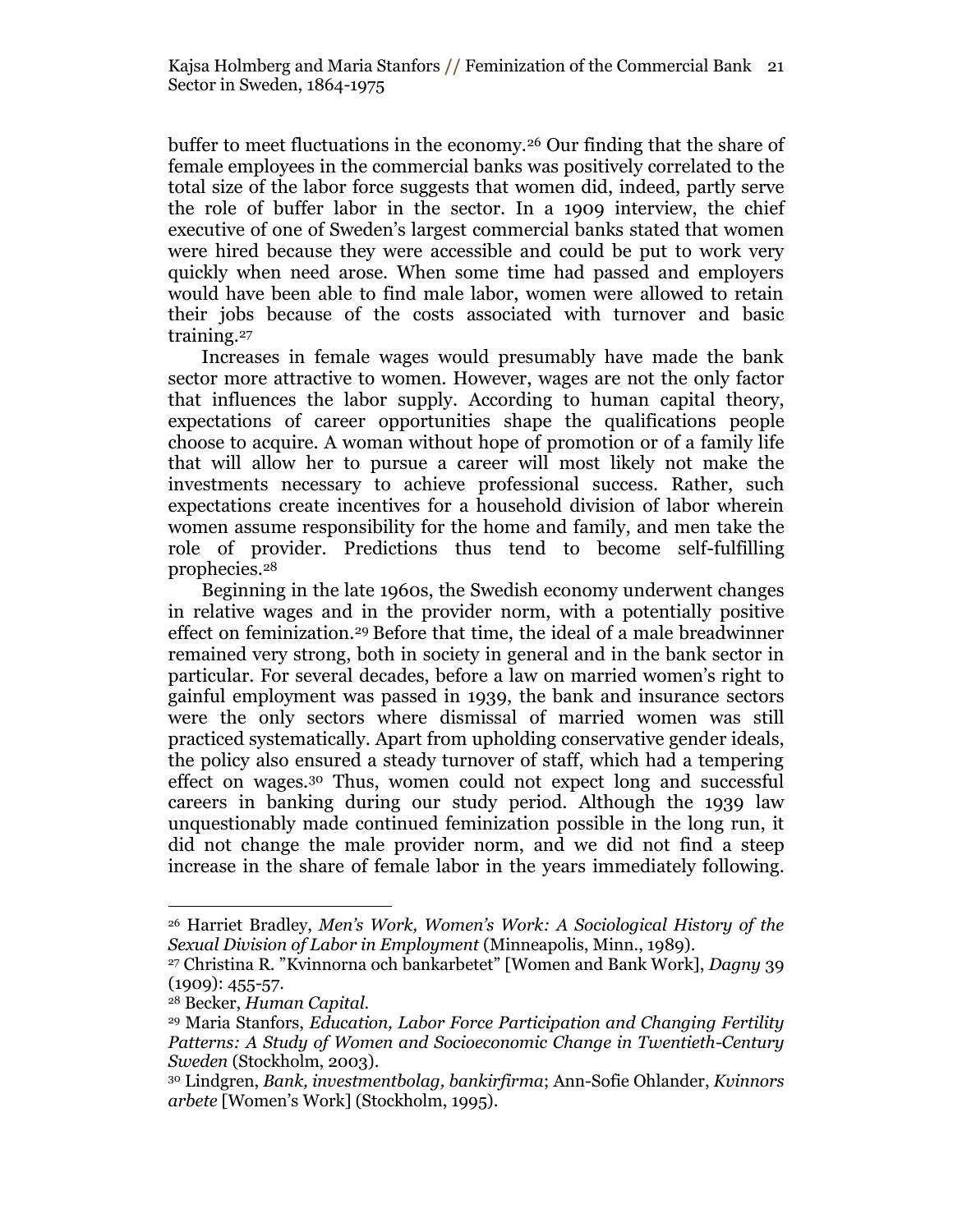buffer to meet fluctuations in the economy.[26] Our finding that the share of female employees in the commercial banks was positively correlated to the total size of the labor force suggests that women did, indeed, partly serve the role of buffer labor in the sector. In a 1909 interview, the chief executive of one of Sweden's largest commercial banks stated that women were hired because they were accessible and could be put to work very quickly when need arose. When some time had passed and employers would have been able to find male labor, women were allowed to retain their jobs because of the costs associated with turnover and basic training.[27]

Increases in female wages would presumably have made the bank sector more attractive to women. However, wages are not the only factor that influences the labor supply. According to human capital theory, expectations of career opportunities shape the qualifications people choose to acquire. A woman without hope of promotion or of a family life that will allow her to pursue a career will most likely not make the investments necessary to achieve professional success. Rather, such expectations create incentives for a household division of labor wherein women assume responsibility for the home and family, and men take the role of provider. Predictions thus tend to become self-fulfilling prophecies.[28]

Beginning in the late 1960s, the Swedish economy underwent changes in relative wages and in the provider norm, with a potentially positive effect on feminization.[29] Before that time, the ideal of a male breadwinner remained very strong, both in society in general and in the bank sector in particular. For several decades, before a law on married women's right to gainful employment was passed in 1939, the bank and insurance sectors were the only sectors where dismissal of married women was still practiced systematically. Apart from upholding conservative gender ideals, the policy also ensured a steady turnover of staff, which had a tempering effect on wages.[30] Thus, women could not expect long and successful careers in banking during our study period. Although the 1939 law unquestionably made continued feminization possible in the long run, it did not change the male provider norm, and we did not find a steep increase in the share of female labor in the years immediately following.

---

[26] Harriet Bradley, *Men's Work, Women's Work: A Sociological History of the Sexual Division of Labor in Employment* (Minneapolis, Minn., 1989).

[27] Christina R. "Kvinnorna och bankarbetet" [Women and Bank Work], *Dagny* 39 (1909): 455-57.

[28] Becker, *Human Capital*.

[29] Maria Stanfors, *Education, Labor Force Participation and Changing Fertility Patterns: A Study of Women and Socioeconomic Change in Twentieth-Century Sweden* (Stockholm, 2003).

[30] Lindgren, *Bank, investmentbolag, bankirfirma*; Ann-Sofie Ohlander, *Kvinnors arbete* [Women's Work] (Stockholm, 1995).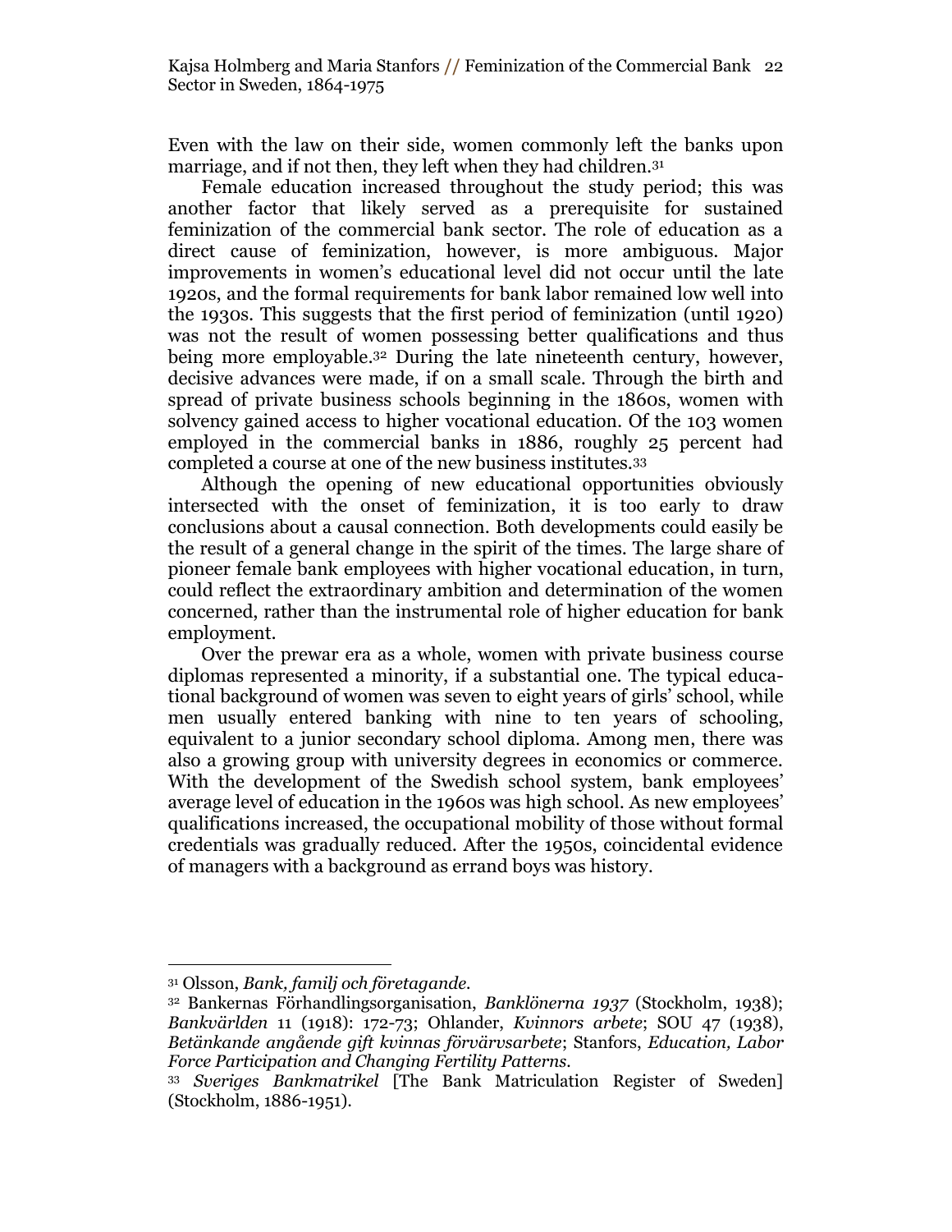Even with the law on their side, women commonly left the banks upon marriage, and if not then, they left when they had children.[31]

Female education increased throughout the study period; this was another factor that likely served as a prerequisite for sustained feminization of the commercial bank sector. The role of education as a direct cause of feminization, however, is more ambiguous. Major improvements in women's educational level did not occur until the late 1920s, and the formal requirements for bank labor remained low well into the 1930s. This suggests that the first period of feminization (until 1920) was not the result of women possessing better qualifications and thus being more employable.[32] During the late nineteenth century, however, decisive advances were made, if on a small scale. Through the birth and spread of private business schools beginning in the 1860s, women with solvency gained access to higher vocational education. Of the 103 women employed in the commercial banks in 1886, roughly 25 percent had completed a course at one of the new business institutes.[33]

Although the opening of new educational opportunities obviously intersected with the onset of feminization, it is too early to draw conclusions about a causal connection. Both developments could easily be the result of a general change in the spirit of the times. The large share of pioneer female bank employees with higher vocational education, in turn, could reflect the extraordinary ambition and determination of the women concerned, rather than the instrumental role of higher education for bank employment.

Over the prewar era as a whole, women with private business course diplomas represented a minority, if a substantial one. The typical educational background of women was seven to eight years of girls' school, while men usually entered banking with nine to ten years of schooling, equivalent to a junior secondary school diploma. Among men, there was also a growing group with university degrees in economics or commerce. With the development of the Swedish school system, bank employees' average level of education in the 1960s was high school. As new employees' qualifications increased, the occupational mobility of those without formal credentials was gradually reduced. After the 1950s, coincidental evidence of managers with a background as errand boys was history.

---

[31] Olsson, *Bank, familj och företagande.*

[32] Bankernas Förhandlingsorganisation, *Banklönerna 1937* (Stockholm, 1938); *Bankvärlden* 11 (1918): 172-73; Ohlander, *Kvinnors arbete*; SOU 47 (1938), *Betänkande angående gift kvinnas förvärvsarbete*; Stanfors, *Education, Labor Force Participation and Changing Fertility Patterns.*

[33] *Sveriges Bankmatrikel* [The Bank Matriculation Register of Sweden] (Stockholm, 1886-1951).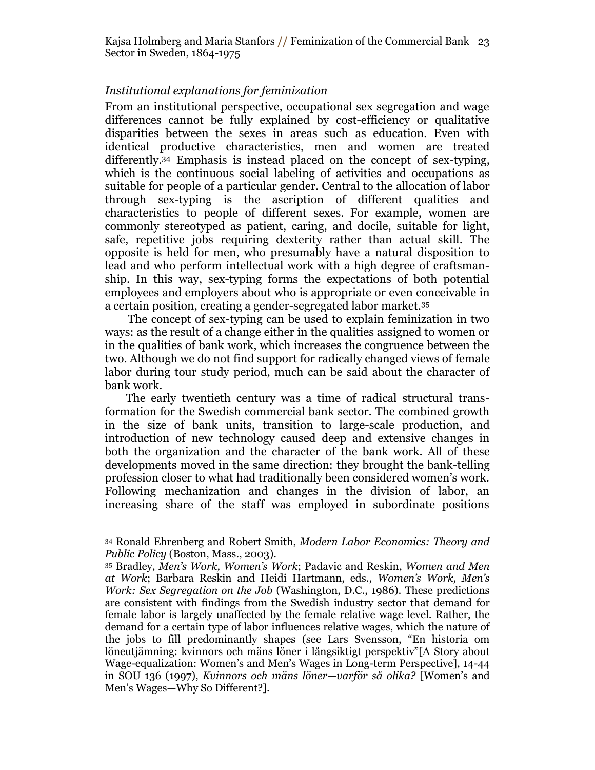*Institutional explanations for feminization*

From an institutional perspective, occupational sex segregation and wage differences cannot be fully explained by cost-efficiency or qualitative disparities between the sexes in areas such as education. Even with identical productive characteristics, men and women are treated differently.[34] Emphasis is instead placed on the concept of sex-typing, which is the continuous social labeling of activities and occupations as suitable for people of a particular gender. Central to the allocation of labor through sex-typing is the ascription of different qualities and characteristics to people of different sexes. For example, women are commonly stereotyped as patient, caring, and docile, suitable for light, safe, repetitive jobs requiring dexterity rather than actual skill. The opposite is held for men, who presumably have a natural disposition to lead and who perform intellectual work with a high degree of craftsmanship. In this way, sex-typing forms the expectations of both potential employees and employers about who is appropriate or even conceivable in a certain position, creating a gender-segregated labor market.[35]

The concept of sex-typing can be used to explain feminization in two ways: as the result of a change either in the qualities assigned to women or in the qualities of bank work, which increases the congruence between the two. Although we do not find support for radically changed views of female labor during tour study period, much can be said about the character of bank work.

The early twentieth century was a time of radical structural transformation for the Swedish commercial bank sector. The combined growth in the size of bank units, transition to large-scale production, and introduction of new technology caused deep and extensive changes in both the organization and the character of the bank work. All of these developments moved in the same direction: they brought the bank-telling profession closer to what had traditionally been considered women's work. Following mechanization and changes in the division of labor, an increasing share of the staff was employed in subordinate positions

---

[34] Ronald Ehrenberg and Robert Smith, *Modern Labor Economics: Theory and Public Policy* (Boston, Mass., 2003).

[35] Bradley, *Men's Work, Women's Work*; Padavic and Reskin, *Women and Men at Work*; Barbara Reskin and Heidi Hartmann, eds., *Women's Work, Men's Work: Sex Segregation on the Job* (Washington, D.C., 1986). These predictions are consistent with findings from the Swedish industry sector that demand for female labor is largely unaffected by the female relative wage level. Rather, the demand for a certain type of labor influences relative wages, which the nature of the jobs to fill predominantly shapes (see Lars Svensson, "En historia om löneutjämning: kvinnors och mäns löner i långsiktigt perspektiv"[A Story about Wage-equalization: Women's and Men's Wages in Long-term Perspective], 14-44 in SOU 136 (1997), *Kvinnors och mäns löner—varför så olika?* [Women's and Men's Wages—Why So Different?].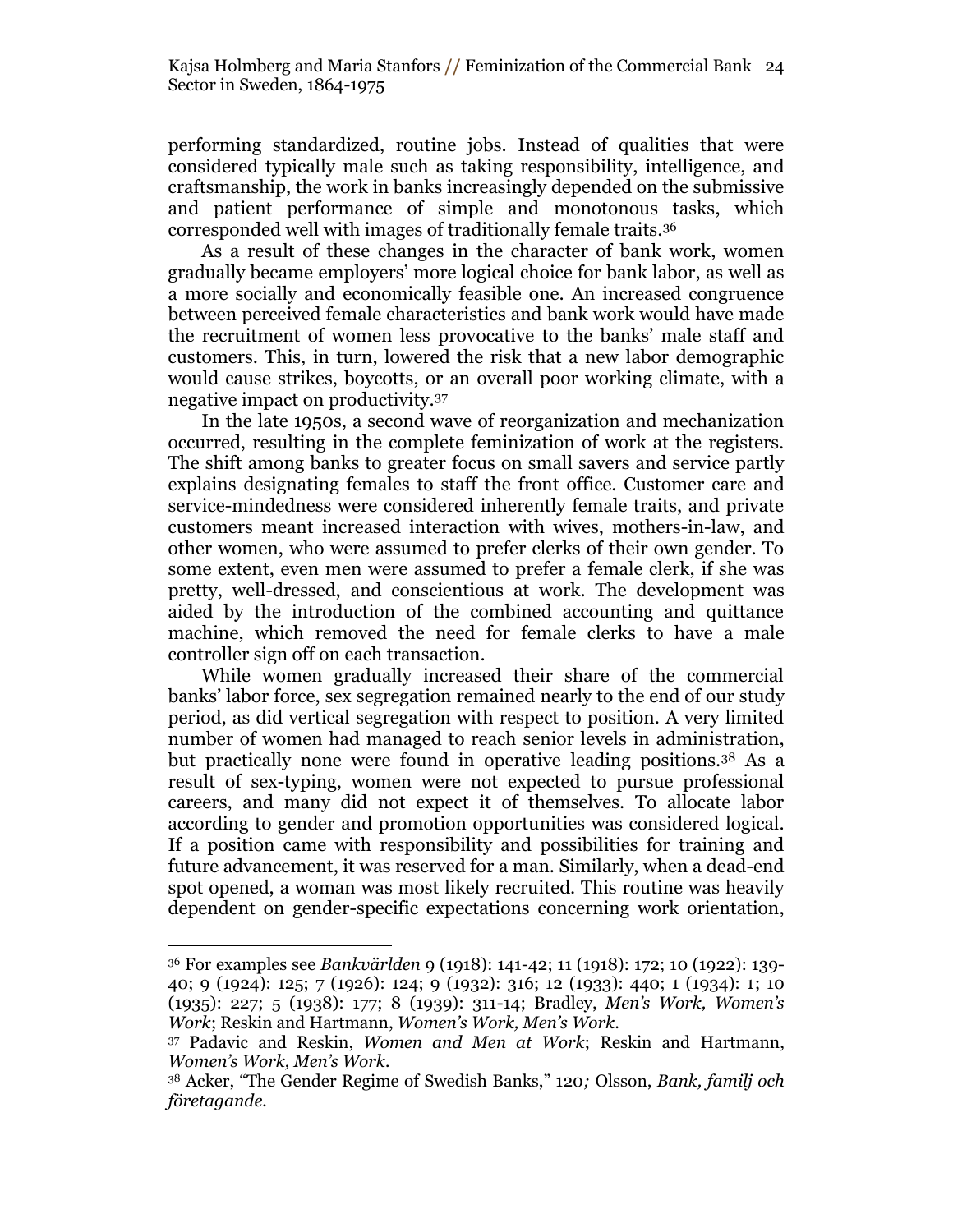performing standardized, routine jobs. Instead of qualities that were considered typically male such as taking responsibility, intelligence, and craftsmanship, the work in banks increasingly depended on the submissive and patient performance of simple and monotonous tasks, which corresponded well with images of traditionally female traits.[36]

As a result of these changes in the character of bank work, women gradually became employers' more logical choice for bank labor, as well as a more socially and economically feasible one. An increased congruence between perceived female characteristics and bank work would have made the recruitment of women less provocative to the banks' male staff and customers. This, in turn, lowered the risk that a new labor demographic would cause strikes, boycotts, or an overall poor working climate, with a negative impact on productivity.[37]

In the late 1950s, a second wave of reorganization and mechanization occurred, resulting in the complete feminization of work at the registers. The shift among banks to greater focus on small savers and service partly explains designating females to staff the front office. Customer care and service-mindedness were considered inherently female traits, and private customers meant increased interaction with wives, mothers-in-law, and other women, who were assumed to prefer clerks of their own gender. To some extent, even men were assumed to prefer a female clerk, if she was pretty, well-dressed, and conscientious at work. The development was aided by the introduction of the combined accounting and quittance machine, which removed the need for female clerks to have a male controller sign off on each transaction.

While women gradually increased their share of the commercial banks' labor force, sex segregation remained nearly to the end of our study period, as did vertical segregation with respect to position. A very limited number of women had managed to reach senior levels in administration, but practically none were found in operative leading positions.[38] As a result of sex-typing, women were not expected to pursue professional careers, and many did not expect it of themselves. To allocate labor according to gender and promotion opportunities was considered logical. If a position came with responsibility and possibilities for training and future advancement, it was reserved for a man. Similarly, when a dead-end spot opened, a woman was most likely recruited. This routine was heavily dependent on gender-specific expectations concerning work orientation,

---

[36] For examples see *Bankvärlden* 9 (1918): 141-42; 11 (1918): 172; 10 (1922): 139-40; 9 (1924): 125; 7 (1926): 124; 9 (1932): 316; 12 (1933): 440; 1 (1934): 1; 10 (1935): 227; 5 (1938): 177; 8 (1939): 311-14; Bradley, *Men's Work, Women's Work*; Reskin and Hartmann, *Women's Work, Men's Work*.

[37] Padavic and Reskin, *Women and Men at Work*; Reskin and Hartmann, *Women's Work, Men's Work*.

[38] Acker, "The Gender Regime of Swedish Banks," 120; Olsson, *Bank, familj och företagande*.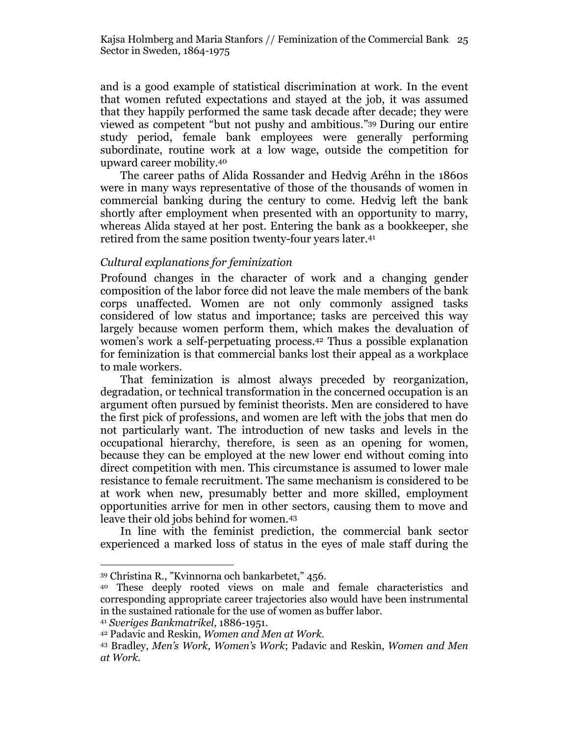and is a good example of statistical discrimination at work. In the event that women refuted expectations and stayed at the job, it was assumed that they happily performed the same task decade after decade; they were viewed as competent "but not pushy and ambitious."[39] During our entire study period, female bank employees were generally performing subordinate, routine work at a low wage, outside the competition for upward career mobility.[40]

The career paths of Alida Rossander and Hedvig Aréhn in the 1860s were in many ways representative of those of the thousands of women in commercial banking during the century to come. Hedvig left the bank shortly after employment when presented with an opportunity to marry, whereas Alida stayed at her post. Entering the bank as a bookkeeper, she retired from the same position twenty-four years later.[41]

### *Cultural explanations for feminization*

Profound changes in the character of work and a changing gender composition of the labor force did not leave the male members of the bank corps unaffected. Women are not only commonly assigned tasks considered of low status and importance; tasks are perceived this way largely because women perform them, which makes the devaluation of women's work a self-perpetuating process.[42] Thus a possible explanation for feminization is that commercial banks lost their appeal as a workplace to male workers.

That feminization is almost always preceded by reorganization, degradation, or technical transformation in the concerned occupation is an argument often pursued by feminist theorists. Men are considered to have the first pick of professions, and women are left with the jobs that men do not particularly want. The introduction of new tasks and levels in the occupational hierarchy, therefore, is seen as an opening for women, because they can be employed at the new lower end without coming into direct competition with men. This circumstance is assumed to lower male resistance to female recruitment. The same mechanism is considered to be at work when new, presumably better and more skilled, employment opportunities arrive for men in other sectors, causing them to move and leave their old jobs behind for women.[43]

In line with the feminist prediction, the commercial bank sector experienced a marked loss of status in the eyes of male staff during the

---

[39] Christina R., "Kvinnorna och bankarbetet," 456.

[40] These deeply rooted views on male and female characteristics and corresponding appropriate career trajectories also would have been instrumental in the sustained rationale for the use of women as buffer labor.

[41] *Sveriges Bankmatrikel*, 1886-1951.

[42] Padavic and Reskin, *Women and Men at Work*.

[43] Bradley, *Men's Work, Women's Work*; Padavic and Reskin, *Women and Men at Work*.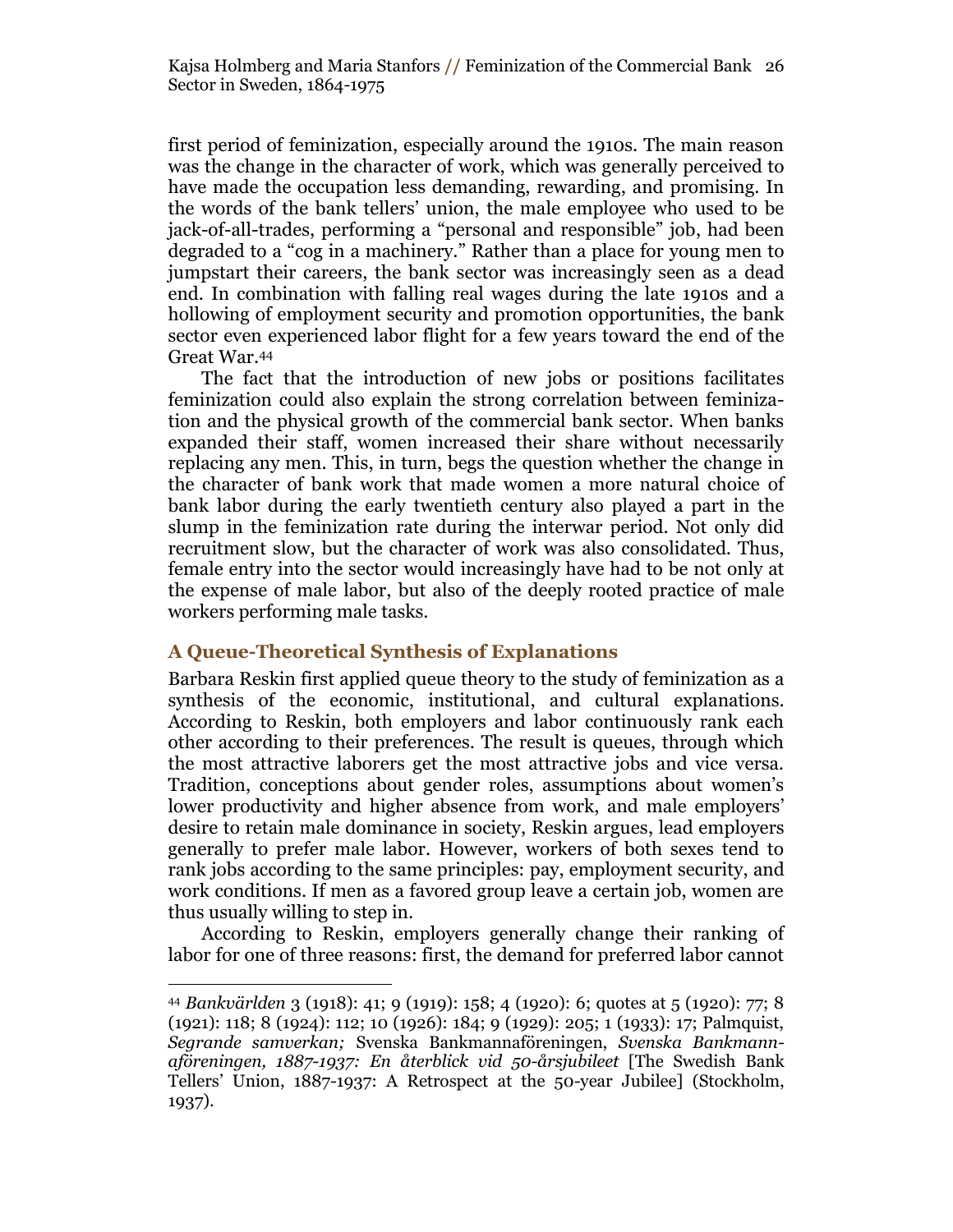first period of feminization, especially around the 1910s. The main reason was the change in the character of work, which was generally perceived to have made the occupation less demanding, rewarding, and promising. In the words of the bank tellers' union, the male employee who used to be jack-of-all-trades, performing a "personal and responsible" job, had been degraded to a "cog in a machinery." Rather than a place for young men to jumpstart their careers, the bank sector was increasingly seen as a dead end. In combination with falling real wages during the late 1910s and a hollowing of employment security and promotion opportunities, the bank sector even experienced labor flight for a few years toward the end of the Great War.[44]

The fact that the introduction of new jobs or positions facilitates feminization could also explain the strong correlation between feminization and the physical growth of the commercial bank sector. When banks expanded their staff, women increased their share without necessarily replacing any men. This, in turn, begs the question whether the change in the character of bank work that made women a more natural choice of bank labor during the early twentieth century also played a part in the slump in the feminization rate during the interwar period. Not only did recruitment slow, but the character of work was also consolidated. Thus, female entry into the sector would increasingly have had to be not only at the expense of male labor, but also of the deeply rooted practice of male workers performing male tasks.

### A Queue-Theoretical Synthesis of Explanations

Barbara Reskin first applied queue theory to the study of feminization as a synthesis of the economic, institutional, and cultural explanations. According to Reskin, both employers and labor continuously rank each other according to their preferences. The result is queues, through which the most attractive laborers get the most attractive jobs and vice versa. Tradition, conceptions about gender roles, assumptions about women's lower productivity and higher absence from work, and male employers' desire to retain male dominance in society, Reskin argues, lead employers generally to prefer male labor. However, workers of both sexes tend to rank jobs according to the same principles: pay, employment security, and work conditions. If men as a favored group leave a certain job, women are thus usually willing to step in.

According to Reskin, employers generally change their ranking of labor for one of three reasons: first, the demand for preferred labor cannot

---

[44] *Bankvärlden* 3 (1918): 41; 9 (1919): 158; 4 (1920): 6; quotes at 5 (1920): 77; 8 (1921): 118; 8 (1924): 112; 10 (1926): 184; 9 (1929): 205; 1 (1933): 17; Palmquist, *Segrande samverkan;* Svenska Bankmannaföreningen, *Svenska Bankmannaföreningen, 1887-1937: En återblick vid 50-årsjubileet* [The Swedish Bank Tellers' Union, 1887-1937: A Retrospect at the 50-year Jubilee] (Stockholm, 1937).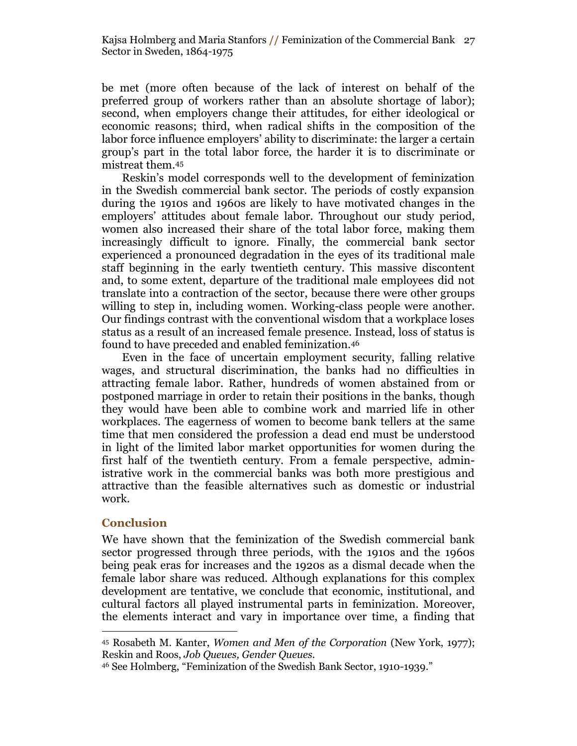be met (more often because of the lack of interest on behalf of the preferred group of workers rather than an absolute shortage of labor); second, when employers change their attitudes, for either ideological or economic reasons; third, when radical shifts in the composition of the labor force influence employers' ability to discriminate: the larger a certain group's part in the total labor force, the harder it is to discriminate or mistreat them.[45]

Reskin's model corresponds well to the development of feminization in the Swedish commercial bank sector. The periods of costly expansion during the 1910s and 1960s are likely to have motivated changes in the employers' attitudes about female labor. Throughout our study period, women also increased their share of the total labor force, making them increasingly difficult to ignore. Finally, the commercial bank sector experienced a pronounced degradation in the eyes of its traditional male staff beginning in the early twentieth century. This massive discontent and, to some extent, departure of the traditional male employees did not translate into a contraction of the sector, because there were other groups willing to step in, including women. Working-class people were another. Our findings contrast with the conventional wisdom that a workplace loses status as a result of an increased female presence. Instead, loss of status is found to have preceded and enabled feminization.[46]

Even in the face of uncertain employment security, falling relative wages, and structural discrimination, the banks had no difficulties in attracting female labor. Rather, hundreds of women abstained from or postponed marriage in order to retain their positions in the banks, though they would have been able to combine work and married life in other workplaces. The eagerness of women to become bank tellers at the same time that men considered the profession a dead end must be understood in light of the limited labor market opportunities for women during the first half of the twentieth century. From a female perspective, administrative work in the commercial banks was both more prestigious and attractive than the feasible alternatives such as domestic or industrial work.

## Conclusion

We have shown that the feminization of the Swedish commercial bank sector progressed through three periods, with the 1910s and the 1960s being peak eras for increases and the 1920s as a dismal decade when the female labor share was reduced. Although explanations for this complex development are tentative, we conclude that economic, institutional, and cultural factors all played instrumental parts in feminization. Moreover, the elements interact and vary in importance over time, a finding that

---

[45] Rosabeth M. Kanter, *Women and Men of the Corporation* (New York, 1977); Reskin and Roos, *Job Queues, Gender Queues*.

[46] See Holmberg, "Feminization of the Swedish Bank Sector, 1910-1939."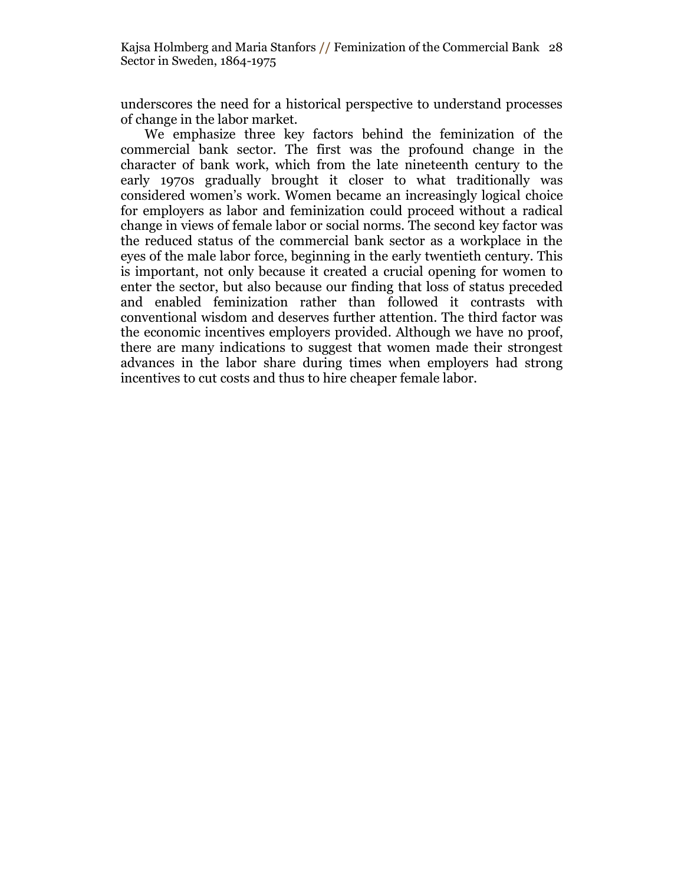underscores the need for a historical perspective to understand processes of change in the labor market.

We emphasize three key factors behind the feminization of the commercial bank sector. The first was the profound change in the character of bank work, which from the late nineteenth century to the early 1970s gradually brought it closer to what traditionally was considered women's work. Women became an increasingly logical choice for employers as labor and feminization could proceed without a radical change in views of female labor or social norms. The second key factor was the reduced status of the commercial bank sector as a workplace in the eyes of the male labor force, beginning in the early twentieth century. This is important, not only because it created a crucial opening for women to enter the sector, but also because our finding that loss of status preceded and enabled feminization rather than followed it contrasts with conventional wisdom and deserves further attention. The third factor was the economic incentives employers provided. Although we have no proof, there are many indications to suggest that women made their strongest advances in the labor share during times when employers had strong incentives to cut costs and thus to hire cheaper female labor.